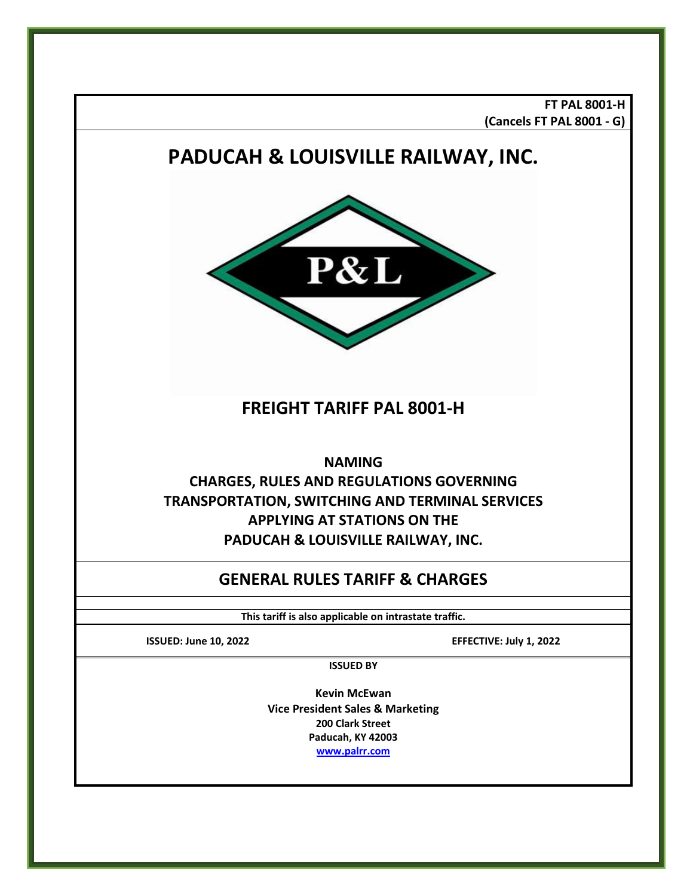**FT PAL 8001-H**
**(Cancels FT PAL 8001 - G)**

# PADUCAH & LOUISVILLE RAILWAY, INC.

P&L

## FREIGHT TARIFF PAL 8001-H

**NAMING**
**CHARGES, RULES AND REGULATIONS GOVERNING TRANSPORTATION, SWITCHING AND TERMINAL SERVICES APPLYING AT STATIONS ON THE PADUCAH & LOUISVILLE RAILWAY, INC.**

## GENERAL RULES TARIFF & CHARGES

**This tariff is also applicable on intrastate traffic.**

**ISSUED: June 10, 2022** **EFFECTIVE: July 1, 2022**

**ISSUED BY**

**Kevin McEwan**
**Vice President Sales & Marketing**
**200 Clark Street**
**Paducah, KY 42003**
**www.palrr.com**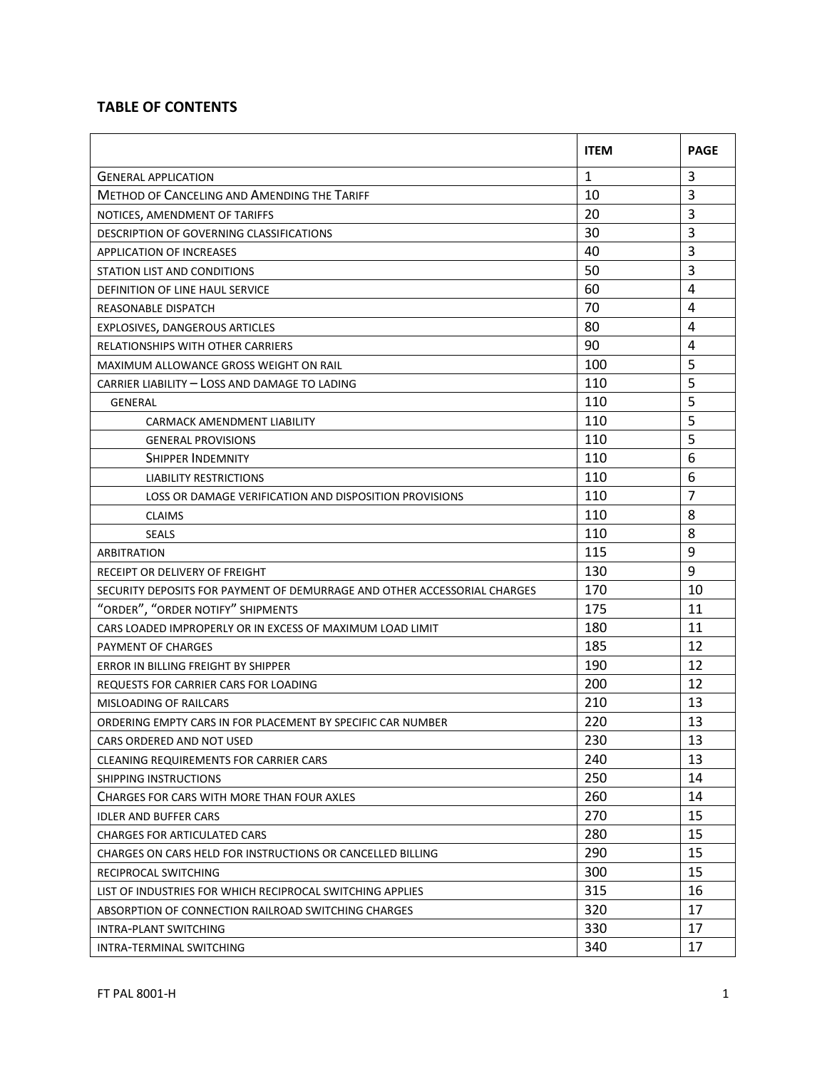## TABLE OF CONTENTS

| | ITEM | PAGE |
|---|---|---|
| GENERAL APPLICATION | 1 | 3 |
| METHOD OF CANCELING AND AMENDING THE TARIFF | 10 | 3 |
| NOTICES, AMENDMENT OF TARIFFS | 20 | 3 |
| DESCRIPTION OF GOVERNING CLASSIFICATIONS | 30 | 3 |
| APPLICATION OF INCREASES | 40 | 3 |
| STATION LIST AND CONDITIONS | 50 | 3 |
| DEFINITION OF LINE HAUL SERVICE | 60 | 4 |
| REASONABLE DISPATCH | 70 | 4 |
| EXPLOSIVES, DANGEROUS ARTICLES | 80 | 4 |
| RELATIONSHIPS WITH OTHER CARRIERS | 90 | 4 |
| MAXIMUM ALLOWANCE GROSS WEIGHT ON RAIL | 100 | 5 |
| CARRIER LIABILITY – LOSS AND DAMAGE TO LADING | 110 | 5 |
| GENERAL | 110 | 5 |
| CARMACK AMENDMENT LIABILITY | 110 | 5 |
| GENERAL PROVISIONS | 110 | 5 |
| SHIPPER INDEMNITY | 110 | 6 |
| LIABILITY RESTRICTIONS | 110 | 6 |
| LOSS OR DAMAGE VERIFICATION AND DISPOSITION PROVISIONS | 110 | 7 |
| CLAIMS | 110 | 8 |
| SEALS | 110 | 8 |
| ARBITRATION | 115 | 9 |
| RECEIPT OR DELIVERY OF FREIGHT | 130 | 9 |
| SECURITY DEPOSITS FOR PAYMENT OF DEMURRAGE AND OTHER ACCESSORIAL CHARGES | 170 | 10 |
| "ORDER", "ORDER NOTIFY" SHIPMENTS | 175 | 11 |
| CARS LOADED IMPROPERLY OR IN EXCESS OF MAXIMUM LOAD LIMIT | 180 | 11 |
| PAYMENT OF CHARGES | 185 | 12 |
| ERROR IN BILLING FREIGHT BY SHIPPER | 190 | 12 |
| REQUESTS FOR CARRIER CARS FOR LOADING | 200 | 12 |
| MISLOADING OF RAILCARS | 210 | 13 |
| ORDERING EMPTY CARS IN FOR PLACEMENT BY SPECIFIC CAR NUMBER | 220 | 13 |
| CARS ORDERED AND NOT USED | 230 | 13 |
| CLEANING REQUIREMENTS FOR CARRIER CARS | 240 | 13 |
| SHIPPING INSTRUCTIONS | 250 | 14 |
| CHARGES FOR CARS WITH MORE THAN FOUR AXLES | 260 | 14 |
| IDLER AND BUFFER CARS | 270 | 15 |
| CHARGES FOR ARTICULATED CARS | 280 | 15 |
| CHARGES ON CARS HELD FOR INSTRUCTIONS OR CANCELLED BILLING | 290 | 15 |
| RECIPROCAL SWITCHING | 300 | 15 |
| LIST OF INDUSTRIES FOR WHICH RECIPROCAL SWITCHING APPLIES | 315 | 16 |
| ABSORPTION OF CONNECTION RAILROAD SWITCHING CHARGES | 320 | 17 |
| INTRA-PLANT SWITCHING | 330 | 17 |
| INTRA-TERMINAL SWITCHING | 340 | 17 |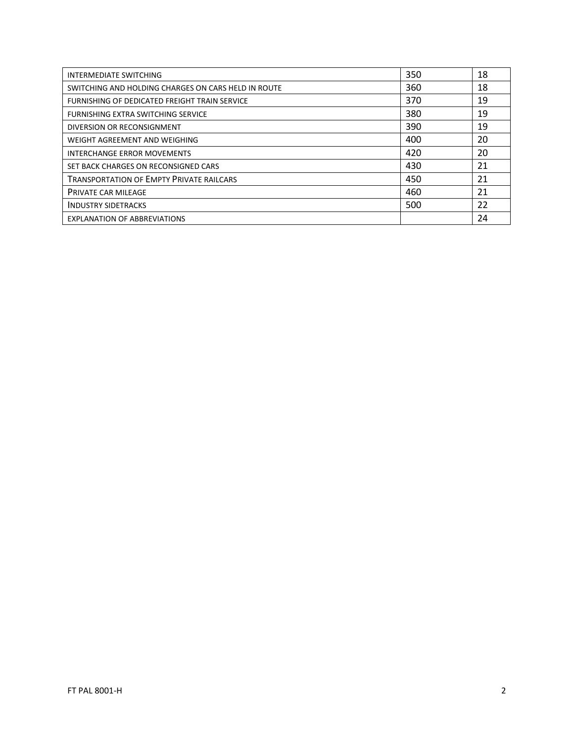| INTERMEDIATE SWITCHING | 350 | 18 |
|---|---|---|
| SWITCHING AND HOLDING CHARGES ON CARS HELD IN ROUTE | 360 | 18 |
| FURNISHING OF DEDICATED FREIGHT TRAIN SERVICE | 370 | 19 |
| FURNISHING EXTRA SWITCHING SERVICE | 380 | 19 |
| DIVERSION OR RECONSIGNMENT | 390 | 19 |
| WEIGHT AGREEMENT AND WEIGHING | 400 | 20 |
| INTERCHANGE ERROR MOVEMENTS | 420 | 20 |
| SET BACK CHARGES ON RECONSIGNED CARS | 430 | 21 |
| TRANSPORTATION OF EMPTY PRIVATE RAILCARS | 450 | 21 |
| PRIVATE CAR MILEAGE | 460 | 21 |
| INDUSTRY SIDETRACKS | 500 | 22 |
| EXPLANATION OF ABBREVIATIONS | | 24 |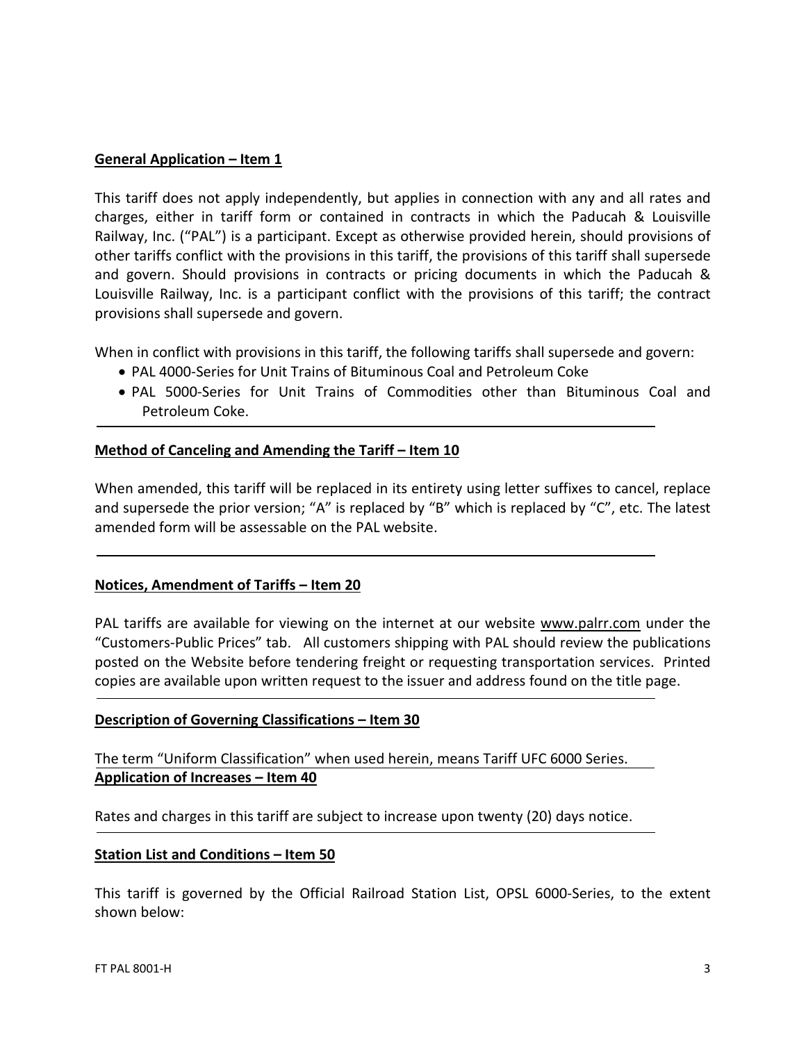**General Application – Item 1**

This tariff does not apply independently, but applies in connection with any and all rates and charges, either in tariff form or contained in contracts in which the Paducah & Louisville Railway, Inc. ("PAL") is a participant. Except as otherwise provided herein, should provisions of other tariffs conflict with the provisions in this tariff, the provisions of this tariff shall supersede and govern. Should provisions in contracts or pricing documents in which the Paducah & Louisville Railway, Inc. is a participant conflict with the provisions of this tariff; the contract provisions shall supersede and govern.

When in conflict with provisions in this tariff, the following tariffs shall supersede and govern:

- PAL 4000-Series for Unit Trains of Bituminous Coal and Petroleum Coke
- PAL 5000-Series for Unit Trains of Commodities other than Bituminous Coal and Petroleum Coke.

**Method of Canceling and Amending the Tariff – Item 10**

When amended, this tariff will be replaced in its entirety using letter suffixes to cancel, replace and supersede the prior version; "A" is replaced by "B" which is replaced by "C", etc. The latest amended form will be assessable on the PAL website.

**Notices, Amendment of Tariffs – Item 20**

PAL tariffs are available for viewing on the internet at our website www.palrr.com under the "Customers-Public Prices" tab. All customers shipping with PAL should review the publications posted on the Website before tendering freight or requesting transportation services. Printed copies are available upon written request to the issuer and address found on the title page.

**Description of Governing Classifications – Item 30**

The term "Uniform Classification" when used herein, means Tariff UFC 6000 Series.

**Application of Increases – Item 40**

Rates and charges in this tariff are subject to increase upon twenty (20) days notice.

**Station List and Conditions – Item 50**

This tariff is governed by the Official Railroad Station List, OPSL 6000-Series, to the extent shown below: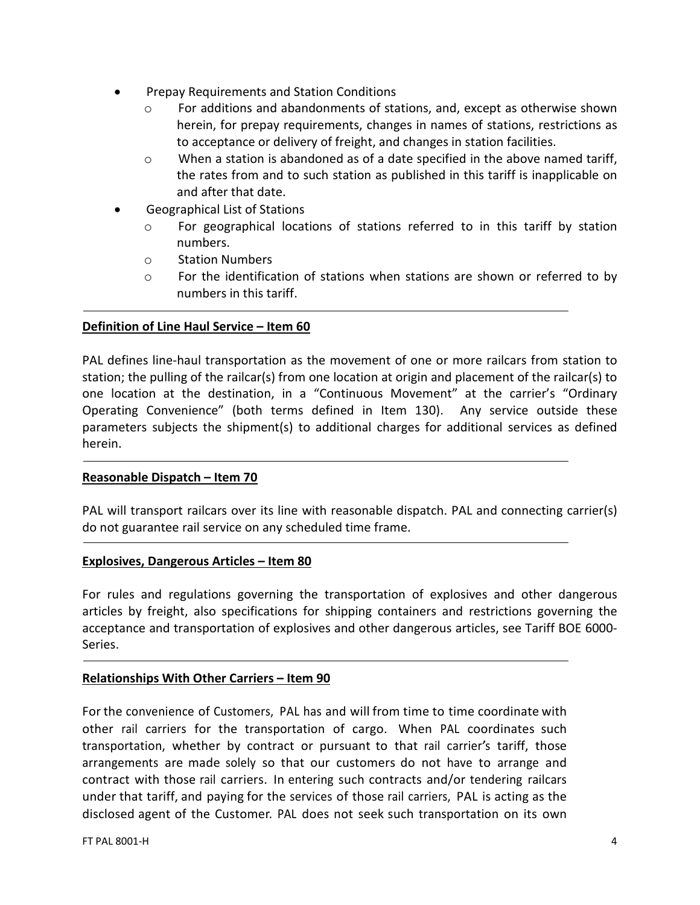- Prepay Requirements and Station Conditions
    - For additions and abandonments of stations, and, except as otherwise shown herein, for prepay requirements, changes in names of stations, restrictions as to acceptance or delivery of freight, and changes in station facilities.
    - When a station is abandoned as of a date specified in the above named tariff, the rates from and to such station as published in this tariff is inapplicable on and after that date.
- Geographical List of Stations
    - For geographical locations of stations referred to in this tariff by station numbers.
    - Station Numbers
    - For the identification of stations when stations are shown or referred to by numbers in this tariff.

---

**Definition of Line Haul Service – Item 60**

PAL defines line-haul transportation as the movement of one or more railcars from station to station; the pulling of the railcar(s) from one location at origin and placement of the railcar(s) to one location at the destination, in a "Continuous Movement" at the carrier's "Ordinary Operating Convenience" (both terms defined in Item 130). Any service outside these parameters subjects the shipment(s) to additional charges for additional services as defined herein.

---

**Reasonable Dispatch – Item 70**

PAL will transport railcars over its line with reasonable dispatch. PAL and connecting carrier(s) do not guarantee rail service on any scheduled time frame.

---

**Explosives, Dangerous Articles – Item 80**

For rules and regulations governing the transportation of explosives and other dangerous articles by freight, also specifications for shipping containers and restrictions governing the acceptance and transportation of explosives and other dangerous articles, see Tariff BOE 6000-Series.

---

**Relationships With Other Carriers – Item 90**

For the convenience of Customers, PAL has and will from time to time coordinate with other rail carriers for the transportation of cargo. When PAL coordinates such transportation, whether by contract or pursuant to that rail carrier's tariff, those arrangements are made solely so that our customers do not have to arrange and contract with those rail carriers. In entering such contracts and/or tendering railcars under that tariff, and paying for the services of those rail carriers, PAL is acting as the disclosed agent of the Customer. PAL does not seek such transportation on its own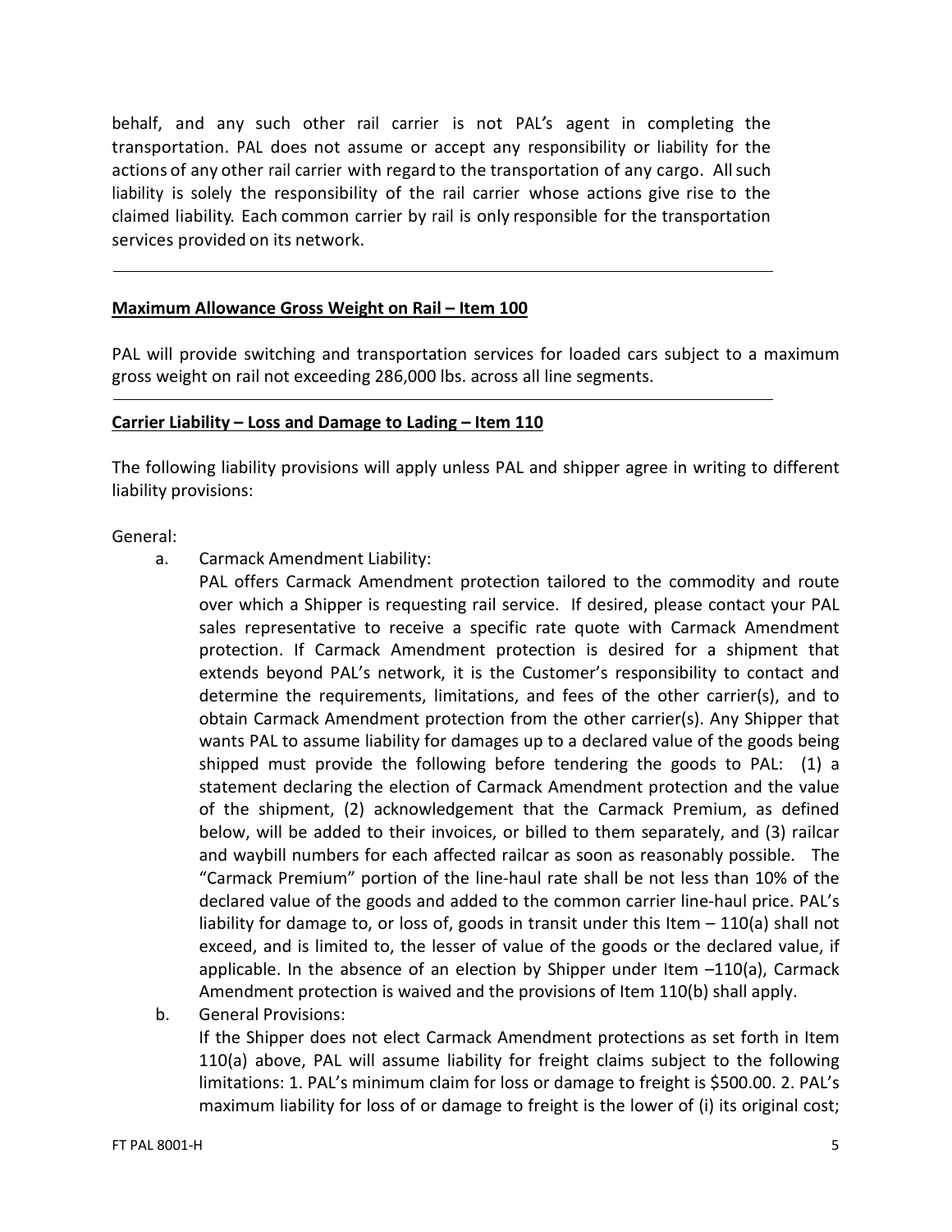behalf, and any such other rail carrier is not PAL's agent in completing the transportation. PAL does not assume or accept any responsibility or liability for the actions of any other rail carrier with regard to the transportation of any cargo. All such liability is solely the responsibility of the rail carrier whose actions give rise to the claimed liability. Each common carrier by rail is only responsible for the transportation services provided on its network.

---

**Maximum Allowance Gross Weight on Rail – Item 100**

PAL will provide switching and transportation services for loaded cars subject to a maximum gross weight on rail not exceeding 286,000 lbs. across all line segments.

---

**Carrier Liability – Loss and Damage to Lading – Item 110**

The following liability provisions will apply unless PAL and shipper agree in writing to different liability provisions:

General:

a. Carmack Amendment Liability:
   PAL offers Carmack Amendment protection tailored to the commodity and route over which a Shipper is requesting rail service. If desired, please contact your PAL sales representative to receive a specific rate quote with Carmack Amendment protection. If Carmack Amendment protection is desired for a shipment that extends beyond PAL's network, it is the Customer's responsibility to contact and determine the requirements, limitations, and fees of the other carrier(s), and to obtain Carmack Amendment protection from the other carrier(s). Any Shipper that wants PAL to assume liability for damages up to a declared value of the goods being shipped must provide the following before tendering the goods to PAL: (1) a statement declaring the election of Carmack Amendment protection and the value of the shipment, (2) acknowledgement that the Carmack Premium, as defined below, will be added to their invoices, or billed to them separately, and (3) railcar and waybill numbers for each affected railcar as soon as reasonably possible. The "Carmack Premium" portion of the line-haul rate shall be not less than 10% of the declared value of the goods and added to the common carrier line-haul price. PAL's liability for damage to, or loss of, goods in transit under this Item – 110(a) shall not exceed, and is limited to, the lesser of value of the goods or the declared value, if applicable. In the absence of an election by Shipper under Item –110(a), Carmack Amendment protection is waived and the provisions of Item 110(b) shall apply.

b. General Provisions:
   If the Shipper does not elect Carmack Amendment protections as set forth in Item 110(a) above, PAL will assume liability for freight claims subject to the following limitations: 1. PAL's minimum claim for loss or damage to freight is $500.00. 2. PAL's maximum liability for loss of or damage to freight is the lower of (i) its original cost;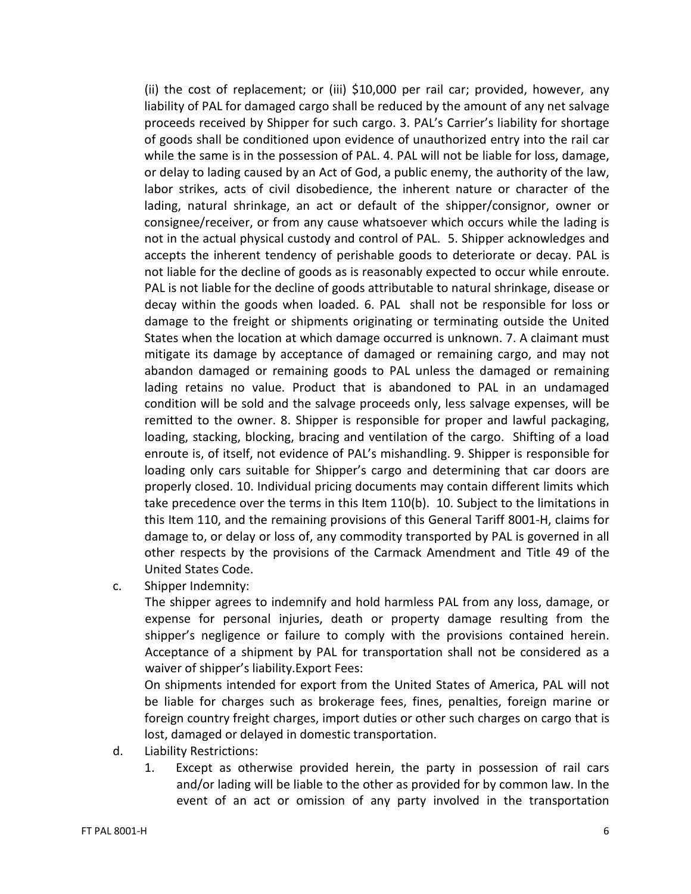(ii) the cost of replacement; or (iii) $10,000 per rail car; provided, however, any liability of PAL for damaged cargo shall be reduced by the amount of any net salvage proceeds received by Shipper for such cargo. 3. PAL's Carrier's liability for shortage of goods shall be conditioned upon evidence of unauthorized entry into the rail car while the same is in the possession of PAL. 4. PAL will not be liable for loss, damage, or delay to lading caused by an Act of God, a public enemy, the authority of the law, labor strikes, acts of civil disobedience, the inherent nature or character of the lading, natural shrinkage, an act or default of the shipper/consignor, owner or consignee/receiver, or from any cause whatsoever which occurs while the lading is not in the actual physical custody and control of PAL. 5. Shipper acknowledges and accepts the inherent tendency of perishable goods to deteriorate or decay. PAL is not liable for the decline of goods as is reasonably expected to occur while enroute. PAL is not liable for the decline of goods attributable to natural shrinkage, disease or decay within the goods when loaded. 6. PAL shall not be responsible for loss or damage to the freight or shipments originating or terminating outside the United States when the location at which damage occurred is unknown. 7. A claimant must mitigate its damage by acceptance of damaged or remaining cargo, and may not abandon damaged or remaining goods to PAL unless the damaged or remaining lading retains no value. Product that is abandoned to PAL in an undamaged condition will be sold and the salvage proceeds only, less salvage expenses, will be remitted to the owner. 8. Shipper is responsible for proper and lawful packaging, loading, stacking, blocking, bracing and ventilation of the cargo. Shifting of a load enroute is, of itself, not evidence of PAL's mishandling. 9. Shipper is responsible for loading only cars suitable for Shipper's cargo and determining that car doors are properly closed. 10. Individual pricing documents may contain different limits which take precedence over the terms in this Item 110(b). 10. Subject to the limitations in this Item 110, and the remaining provisions of this General Tariff 8001-H, claims for damage to, or delay or loss of, any commodity transported by PAL is governed in all other respects by the provisions of the Carmack Amendment and Title 49 of the United States Code.

c. Shipper Indemnity:
   The shipper agrees to indemnify and hold harmless PAL from any loss, damage, or expense for personal injuries, death or property damage resulting from the shipper's negligence or failure to comply with the provisions contained herein. Acceptance of a shipment by PAL for transportation shall not be considered as a waiver of shipper's liability.Export Fees:
   On shipments intended for export from the United States of America, PAL will not be liable for charges such as brokerage fees, fines, penalties, foreign marine or foreign country freight charges, import duties or other such charges on cargo that is lost, damaged or delayed in domestic transportation.

d. Liability Restrictions:
   1. Except as otherwise provided herein, the party in possession of rail cars and/or lading will be liable to the other as provided for by common law. In the event of an act or omission of any party involved in the transportation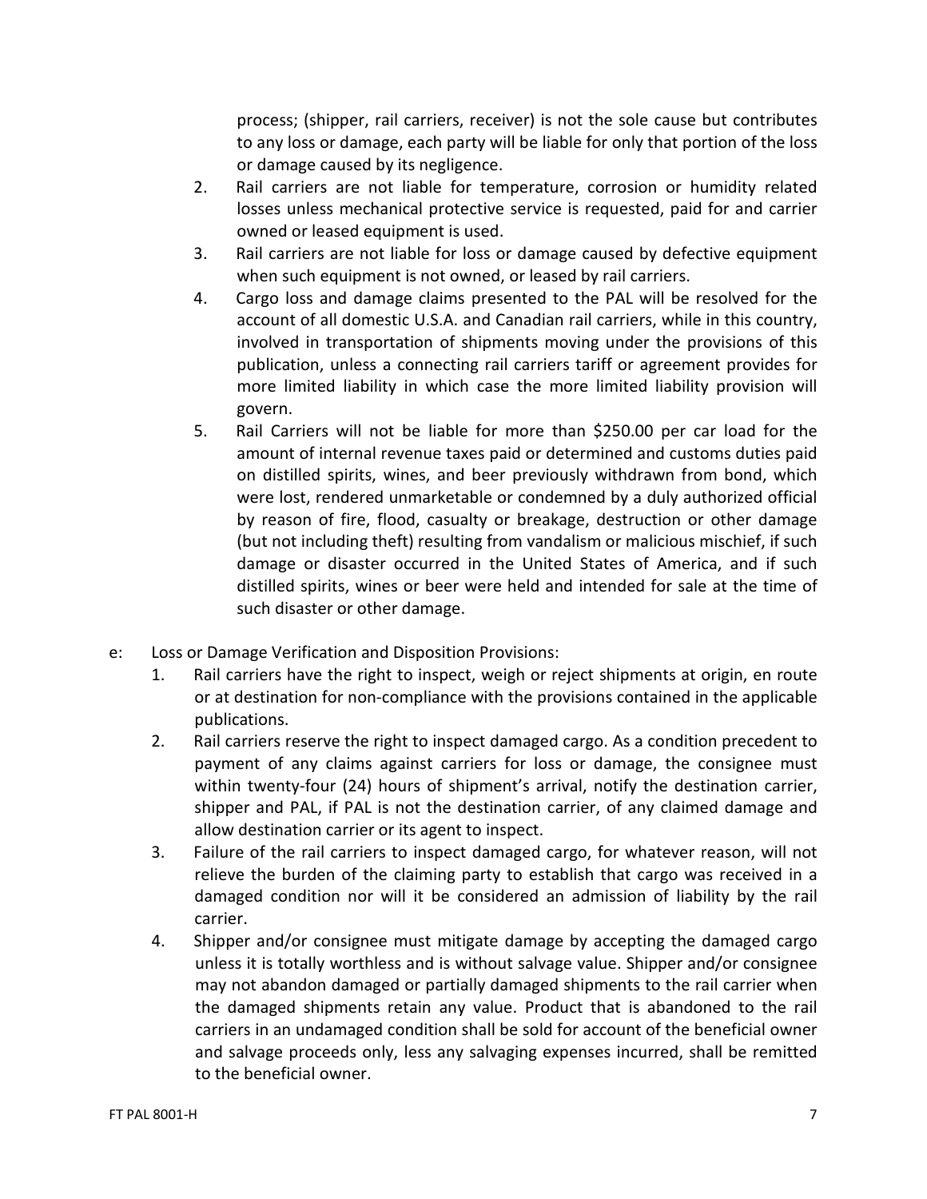process; (shipper, rail carriers, receiver) is not the sole cause but contributes to any loss or damage, each party will be liable for only that portion of the loss or damage caused by its negligence.

2. Rail carriers are not liable for temperature, corrosion or humidity related losses unless mechanical protective service is requested, paid for and carrier owned or leased equipment is used.
3. Rail carriers are not liable for loss or damage caused by defective equipment when such equipment is not owned, or leased by rail carriers.
4. Cargo loss and damage claims presented to the PAL will be resolved for the account of all domestic U.S.A. and Canadian rail carriers, while in this country, involved in transportation of shipments moving under the provisions of this publication, unless a connecting rail carriers tariff or agreement provides for more limited liability in which case the more limited liability provision will govern.
5. Rail Carriers will not be liable for more than $250.00 per car load for the amount of internal revenue taxes paid or determined and customs duties paid on distilled spirits, wines, and beer previously withdrawn from bond, which were lost, rendered unmarketable or condemned by a duly authorized official by reason of fire, flood, casualty or breakage, destruction or other damage (but not including theft) resulting from vandalism or malicious mischief, if such damage or disaster occurred in the United States of America, and if such distilled spirits, wines or beer were held and intended for sale at the time of such disaster or other damage.

e: Loss or Damage Verification and Disposition Provisions:

1. Rail carriers have the right to inspect, weigh or reject shipments at origin, en route or at destination for non-compliance with the provisions contained in the applicable publications.
2. Rail carriers reserve the right to inspect damaged cargo. As a condition precedent to payment of any claims against carriers for loss or damage, the consignee must within twenty-four (24) hours of shipment's arrival, notify the destination carrier, shipper and PAL, if PAL is not the destination carrier, of any claimed damage and allow destination carrier or its agent to inspect.
3. Failure of the rail carriers to inspect damaged cargo, for whatever reason, will not relieve the burden of the claiming party to establish that cargo was received in a damaged condition nor will it be considered an admission of liability by the rail carrier.
4. Shipper and/or consignee must mitigate damage by accepting the damaged cargo unless it is totally worthless and is without salvage value. Shipper and/or consignee may not abandon damaged or partially damaged shipments to the rail carrier when the damaged shipments retain any value. Product that is abandoned to the rail carriers in an undamaged condition shall be sold for account of the beneficial owner and salvage proceeds only, less any salvaging expenses incurred, shall be remitted to the beneficial owner.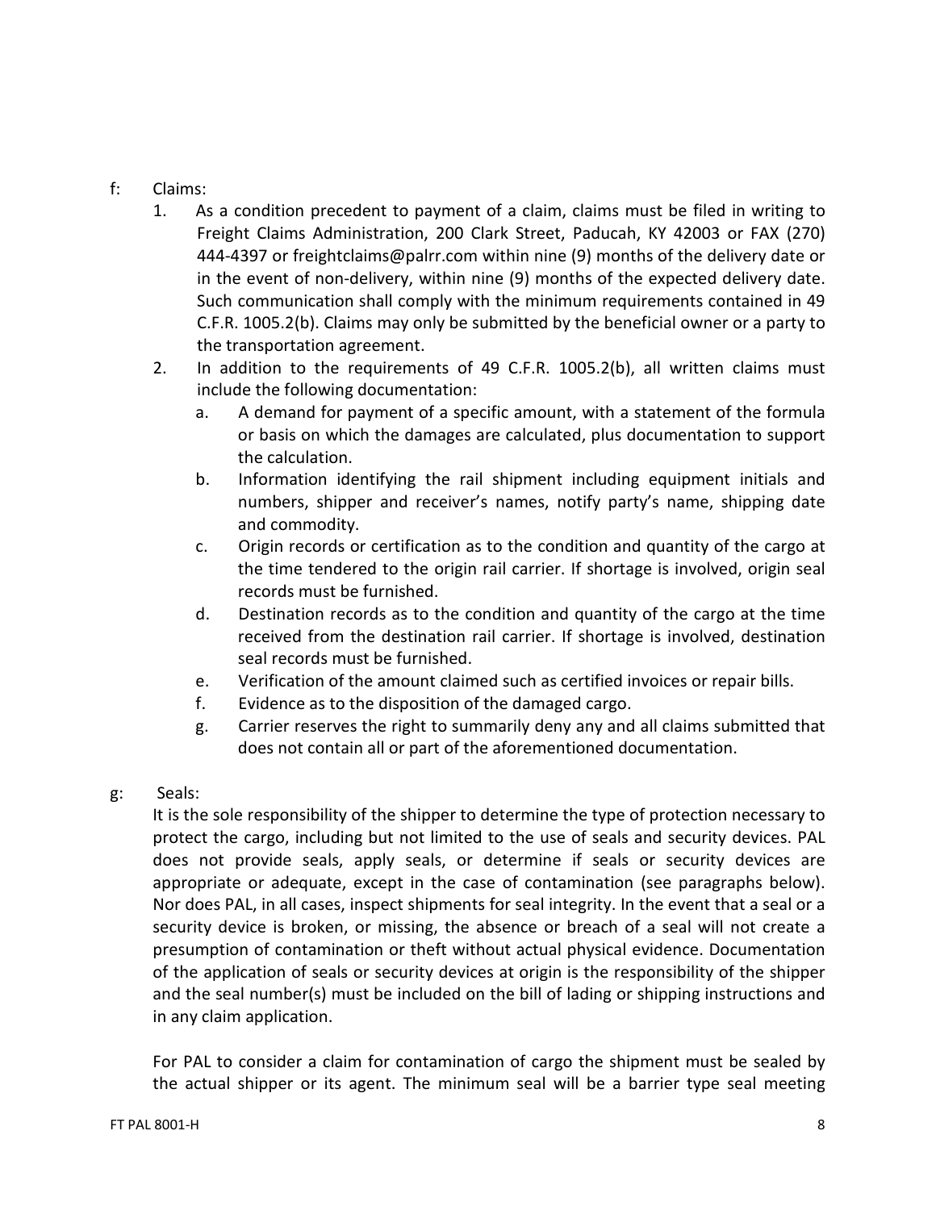f: Claims:

1. As a condition precedent to payment of a claim, claims must be filed in writing to Freight Claims Administration, 200 Clark Street, Paducah, KY 42003 or FAX (270) 444-4397 or freightclaims@palrr.com within nine (9) months of the delivery date or in the event of non-delivery, within nine (9) months of the expected delivery date. Such communication shall comply with the minimum requirements contained in 49 C.F.R. 1005.2(b). Claims may only be submitted by the beneficial owner or a party to the transportation agreement.
2. In addition to the requirements of 49 C.F.R. 1005.2(b), all written claims must include the following documentation:
   a. A demand for payment of a specific amount, with a statement of the formula or basis on which the damages are calculated, plus documentation to support the calculation.
   b. Information identifying the rail shipment including equipment initials and numbers, shipper and receiver's names, notify party's name, shipping date and commodity.
   c. Origin records or certification as to the condition and quantity of the cargo at the time tendered to the origin rail carrier. If shortage is involved, origin seal records must be furnished.
   d. Destination records as to the condition and quantity of the cargo at the time received from the destination rail carrier. If shortage is involved, destination seal records must be furnished.
   e. Verification of the amount claimed such as certified invoices or repair bills.
   f. Evidence as to the disposition of the damaged cargo.
   g. Carrier reserves the right to summarily deny any and all claims submitted that does not contain all or part of the aforementioned documentation.

g: Seals:

It is the sole responsibility of the shipper to determine the type of protection necessary to protect the cargo, including but not limited to the use of seals and security devices. PAL does not provide seals, apply seals, or determine if seals or security devices are appropriate or adequate, except in the case of contamination (see paragraphs below). Nor does PAL, in all cases, inspect shipments for seal integrity. In the event that a seal or a security device is broken, or missing, the absence or breach of a seal will not create a presumption of contamination or theft without actual physical evidence. Documentation of the application of seals or security devices at origin is the responsibility of the shipper and the seal number(s) must be included on the bill of lading or shipping instructions and in any claim application.

For PAL to consider a claim for contamination of cargo the shipment must be sealed by the actual shipper or its agent. The minimum seal will be a barrier type seal meeting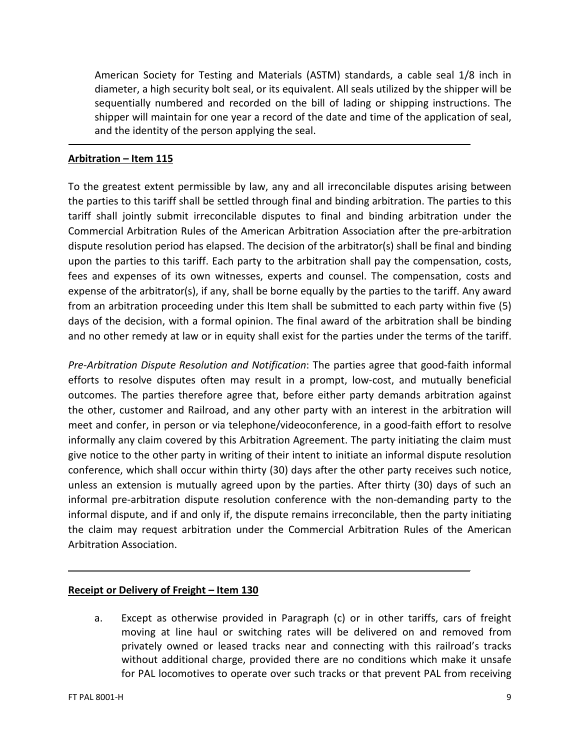American Society for Testing and Materials (ASTM) standards, a cable seal 1/8 inch in diameter, a high security bolt seal, or its equivalent. All seals utilized by the shipper will be sequentially numbered and recorded on the bill of lading or shipping instructions. The shipper will maintain for one year a record of the date and time of the application of seal, and the identity of the person applying the seal.

---

**Arbitration – Item 115**

To the greatest extent permissible by law, any and all irreconcilable disputes arising between the parties to this tariff shall be settled through final and binding arbitration. The parties to this tariff shall jointly submit irreconcilable disputes to final and binding arbitration under the Commercial Arbitration Rules of the American Arbitration Association after the pre-arbitration dispute resolution period has elapsed. The decision of the arbitrator(s) shall be final and binding upon the parties to this tariff. Each party to the arbitration shall pay the compensation, costs, fees and expenses of its own witnesses, experts and counsel. The compensation, costs and expense of the arbitrator(s), if any, shall be borne equally by the parties to the tariff. Any award from an arbitration proceeding under this Item shall be submitted to each party within five (5) days of the decision, with a formal opinion. The final award of the arbitration shall be binding and no other remedy at law or in equity shall exist for the parties under the terms of the tariff.

*Pre-Arbitration Dispute Resolution and Notification*: The parties agree that good-faith informal efforts to resolve disputes often may result in a prompt, low-cost, and mutually beneficial outcomes. The parties therefore agree that, before either party demands arbitration against the other, customer and Railroad, and any other party with an interest in the arbitration will meet and confer, in person or via telephone/videoconference, in a good-faith effort to resolve informally any claim covered by this Arbitration Agreement. The party initiating the claim must give notice to the other party in writing of their intent to initiate an informal dispute resolution conference, which shall occur within thirty (30) days after the other party receives such notice, unless an extension is mutually agreed upon by the parties. After thirty (30) days of such an informal pre-arbitration dispute resolution conference with the non-demanding party to the informal dispute, and if and only if, the dispute remains irreconcilable, then the party initiating the claim may request arbitration under the Commercial Arbitration Rules of the American Arbitration Association.

---

**Receipt or Delivery of Freight – Item 130**

a. Except as otherwise provided in Paragraph (c) or in other tariffs, cars of freight moving at line haul or switching rates will be delivered on and removed from privately owned or leased tracks near and connecting with this railroad's tracks without additional charge, provided there are no conditions which make it unsafe for PAL locomotives to operate over such tracks or that prevent PAL from receiving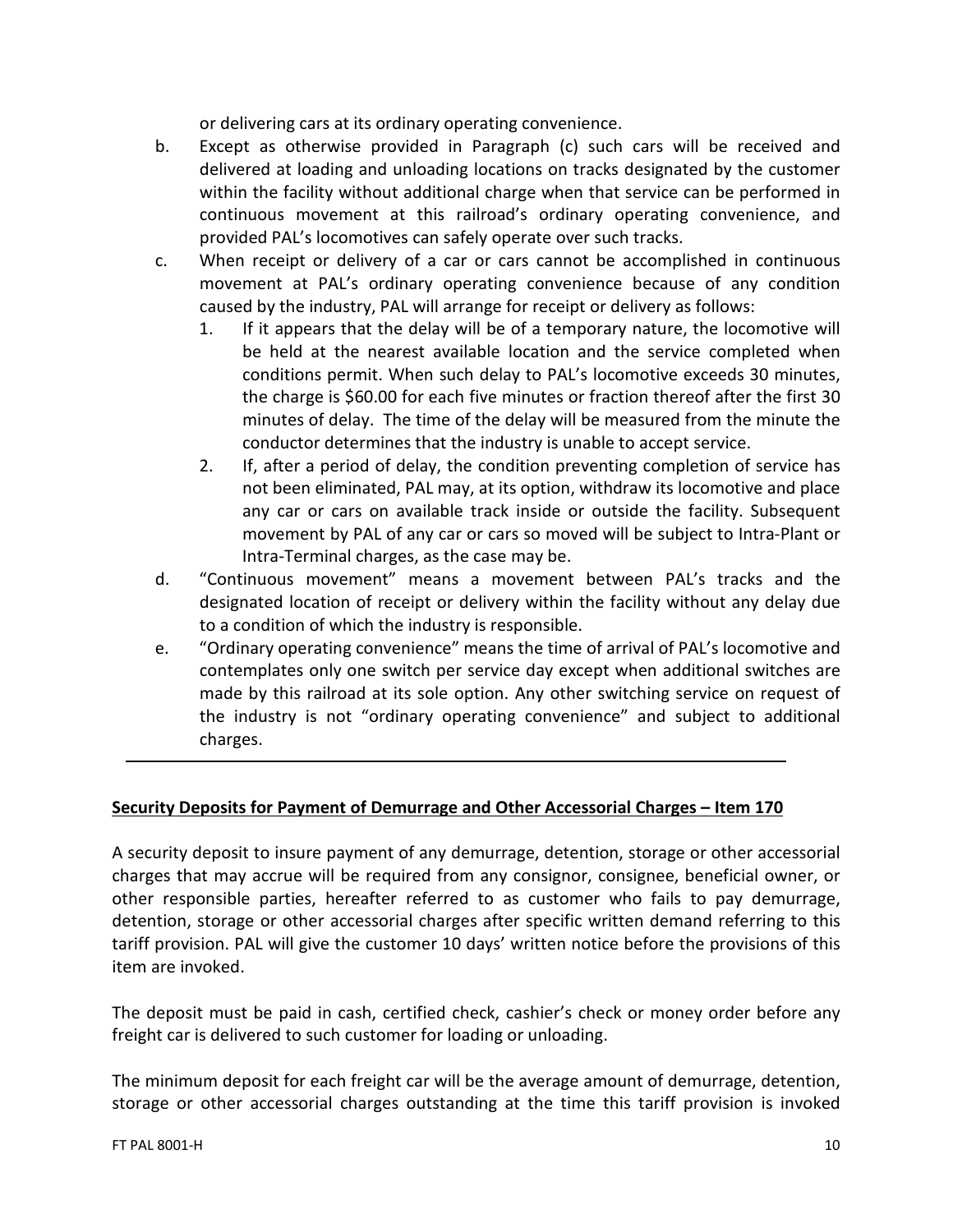or delivering cars at its ordinary operating convenience.

b. Except as otherwise provided in Paragraph (c) such cars will be received and delivered at loading and unloading locations on tracks designated by the customer within the facility without additional charge when that service can be performed in continuous movement at this railroad's ordinary operating convenience, and provided PAL's locomotives can safely operate over such tracks.

c. When receipt or delivery of a car or cars cannot be accomplished in continuous movement at PAL's ordinary operating convenience because of any condition caused by the industry, PAL will arrange for receipt or delivery as follows:
   1. If it appears that the delay will be of a temporary nature, the locomotive will be held at the nearest available location and the service completed when conditions permit. When such delay to PAL's locomotive exceeds 30 minutes, the charge is $60.00 for each five minutes or fraction thereof after the first 30 minutes of delay. The time of the delay will be measured from the minute the conductor determines that the industry is unable to accept service.
   2. If, after a period of delay, the condition preventing completion of service has not been eliminated, PAL may, at its option, withdraw its locomotive and place any car or cars on available track inside or outside the facility. Subsequent movement by PAL of any car or cars so moved will be subject to Intra-Plant or Intra-Terminal charges, as the case may be.

d. "Continuous movement" means a movement between PAL's tracks and the designated location of receipt or delivery within the facility without any delay due to a condition of which the industry is responsible.

e. "Ordinary operating convenience" means the time of arrival of PAL's locomotive and contemplates only one switch per service day except when additional switches are made by this railroad at its sole option. Any other switching service on request of the industry is not "ordinary operating convenience" and subject to additional charges.

---

## Security Deposits for Payment of Demurrage and Other Accessorial Charges – Item 170

A security deposit to insure payment of any demurrage, detention, storage or other accessorial charges that may accrue will be required from any consignor, consignee, beneficial owner, or other responsible parties, hereafter referred to as customer who fails to pay demurrage, detention, storage or other accessorial charges after specific written demand referring to this tariff provision. PAL will give the customer 10 days' written notice before the provisions of this item are invoked.

The deposit must be paid in cash, certified check, cashier's check or money order before any freight car is delivered to such customer for loading or unloading.

The minimum deposit for each freight car will be the average amount of demurrage, detention, storage or other accessorial charges outstanding at the time this tariff provision is invoked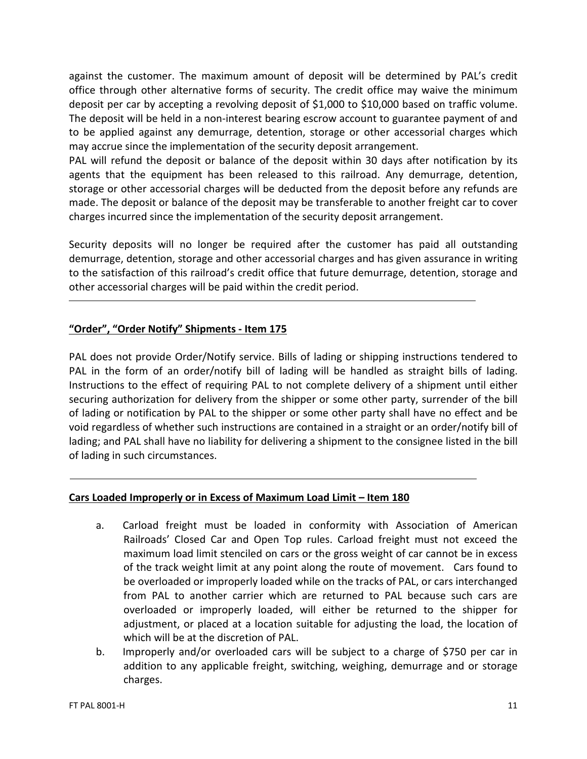against the customer. The maximum amount of deposit will be determined by PAL's credit office through other alternative forms of security. The credit office may waive the minimum deposit per car by accepting a revolving deposit of $1,000 to $10,000 based on traffic volume. The deposit will be held in a non-interest bearing escrow account to guarantee payment of and to be applied against any demurrage, detention, storage or other accessorial charges which may accrue since the implementation of the security deposit arrangement.

PAL will refund the deposit or balance of the deposit within 30 days after notification by its agents that the equipment has been released to this railroad. Any demurrage, detention, storage or other accessorial charges will be deducted from the deposit before any refunds are made. The deposit or balance of the deposit may be transferable to another freight car to cover charges incurred since the implementation of the security deposit arrangement.

Security deposits will no longer be required after the customer has paid all outstanding demurrage, detention, storage and other accessorial charges and has given assurance in writing to the satisfaction of this railroad's credit office that future demurrage, detention, storage and other accessorial charges will be paid within the credit period.

---

## "Order", "Order Notify" Shipments - Item 175

PAL does not provide Order/Notify service. Bills of lading or shipping instructions tendered to PAL in the form of an order/notify bill of lading will be handled as straight bills of lading. Instructions to the effect of requiring PAL to not complete delivery of a shipment until either securing authorization for delivery from the shipper or some other party, surrender of the bill of lading or notification by PAL to the shipper or some other party shall have no effect and be void regardless of whether such instructions are contained in a straight or an order/notify bill of lading; and PAL shall have no liability for delivering a shipment to the consignee listed in the bill of lading in such circumstances.

---

## Cars Loaded Improperly or in Excess of Maximum Load Limit – Item 180

a. Carload freight must be loaded in conformity with Association of American Railroads' Closed Car and Open Top rules. Carload freight must not exceed the maximum load limit stenciled on cars or the gross weight of car cannot be in excess of the track weight limit at any point along the route of movement. Cars found to be overloaded or improperly loaded while on the tracks of PAL, or cars interchanged from PAL to another carrier which are returned to PAL because such cars are overloaded or improperly loaded, will either be returned to the shipper for adjustment, or placed at a location suitable for adjusting the load, the location of which will be at the discretion of PAL.

b. Improperly and/or overloaded cars will be subject to a charge of $750 per car in addition to any applicable freight, switching, weighing, demurrage and or storage charges.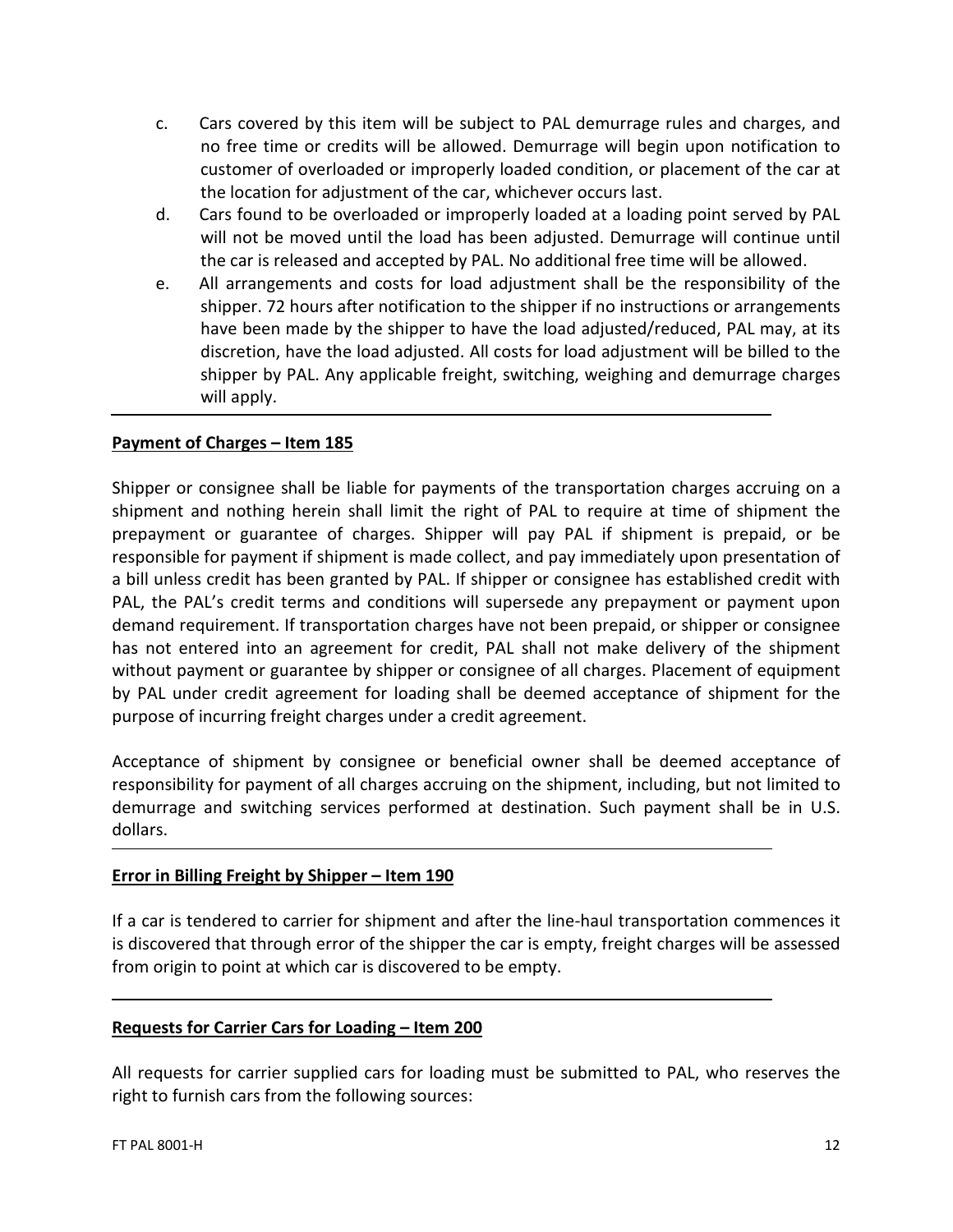c. Cars covered by this item will be subject to PAL demurrage rules and charges, and no free time or credits will be allowed. Demurrage will begin upon notification to customer of overloaded or improperly loaded condition, or placement of the car at the location for adjustment of the car, whichever occurs last.

d. Cars found to be overloaded or improperly loaded at a loading point served by PAL will not be moved until the load has been adjusted. Demurrage will continue until the car is released and accepted by PAL. No additional free time will be allowed.

e. All arrangements and costs for load adjustment shall be the responsibility of the shipper. 72 hours after notification to the shipper if no instructions or arrangements have been made by the shipper to have the load adjusted/reduced, PAL may, at its discretion, have the load adjusted. All costs for load adjustment will be billed to the shipper by PAL. Any applicable freight, switching, weighing and demurrage charges will apply.

---

## Payment of Charges – Item 185

Shipper or consignee shall be liable for payments of the transportation charges accruing on a shipment and nothing herein shall limit the right of PAL to require at time of shipment the prepayment or guarantee of charges. Shipper will pay PAL if shipment is prepaid, or be responsible for payment if shipment is made collect, and pay immediately upon presentation of a bill unless credit has been granted by PAL. If shipper or consignee has established credit with PAL, the PAL's credit terms and conditions will supersede any prepayment or payment upon demand requirement. If transportation charges have not been prepaid, or shipper or consignee has not entered into an agreement for credit, PAL shall not make delivery of the shipment without payment or guarantee by shipper or consignee of all charges. Placement of equipment by PAL under credit agreement for loading shall be deemed acceptance of shipment for the purpose of incurring freight charges under a credit agreement.

Acceptance of shipment by consignee or beneficial owner shall be deemed acceptance of responsibility for payment of all charges accruing on the shipment, including, but not limited to demurrage and switching services performed at destination. Such payment shall be in U.S. dollars.

---

## Error in Billing Freight by Shipper – Item 190

If a car is tendered to carrier for shipment and after the line-haul transportation commences it is discovered that through error of the shipper the car is empty, freight charges will be assessed from origin to point at which car is discovered to be empty.

---

## Requests for Carrier Cars for Loading – Item 200

All requests for carrier supplied cars for loading must be submitted to PAL, who reserves the right to furnish cars from the following sources: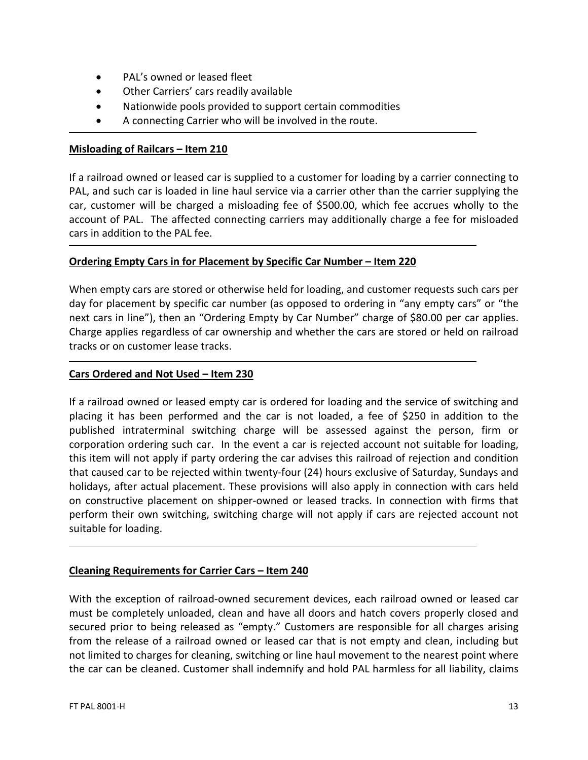- PAL's owned or leased fleet
- Other Carriers' cars readily available
- Nationwide pools provided to support certain commodities
- A connecting Carrier who will be involved in the route.

---

**Misloading of Railcars – Item 210**

If a railroad owned or leased car is supplied to a customer for loading by a carrier connecting to PAL, and such car is loaded in line haul service via a carrier other than the carrier supplying the car, customer will be charged a misloading fee of $500.00, which fee accrues wholly to the account of PAL. The affected connecting carriers may additionally charge a fee for misloaded cars in addition to the PAL fee.

---

**Ordering Empty Cars in for Placement by Specific Car Number – Item 220**

When empty cars are stored or otherwise held for loading, and customer requests such cars per day for placement by specific car number (as opposed to ordering in "any empty cars" or "the next cars in line"), then an "Ordering Empty by Car Number" charge of $80.00 per car applies. Charge applies regardless of car ownership and whether the cars are stored or held on railroad tracks or on customer lease tracks.

---

**Cars Ordered and Not Used – Item 230**

If a railroad owned or leased empty car is ordered for loading and the service of switching and placing it has been performed and the car is not loaded, a fee of $250 in addition to the published intraterminal switching charge will be assessed against the person, firm or corporation ordering such car. In the event a car is rejected account not suitable for loading, this item will not apply if party ordering the car advises this railroad of rejection and condition that caused car to be rejected within twenty-four (24) hours exclusive of Saturday, Sundays and holidays, after actual placement. These provisions will also apply in connection with cars held on constructive placement on shipper-owned or leased tracks. In connection with firms that perform their own switching, switching charge will not apply if cars are rejected account not suitable for loading.

---

**Cleaning Requirements for Carrier Cars – Item 240**

With the exception of railroad-owned securement devices, each railroad owned or leased car must be completely unloaded, clean and have all doors and hatch covers properly closed and secured prior to being released as "empty." Customers are responsible for all charges arising from the release of a railroad owned or leased car that is not empty and clean, including but not limited to charges for cleaning, switching or line haul movement to the nearest point where the car can be cleaned. Customer shall indemnify and hold PAL harmless for all liability, claims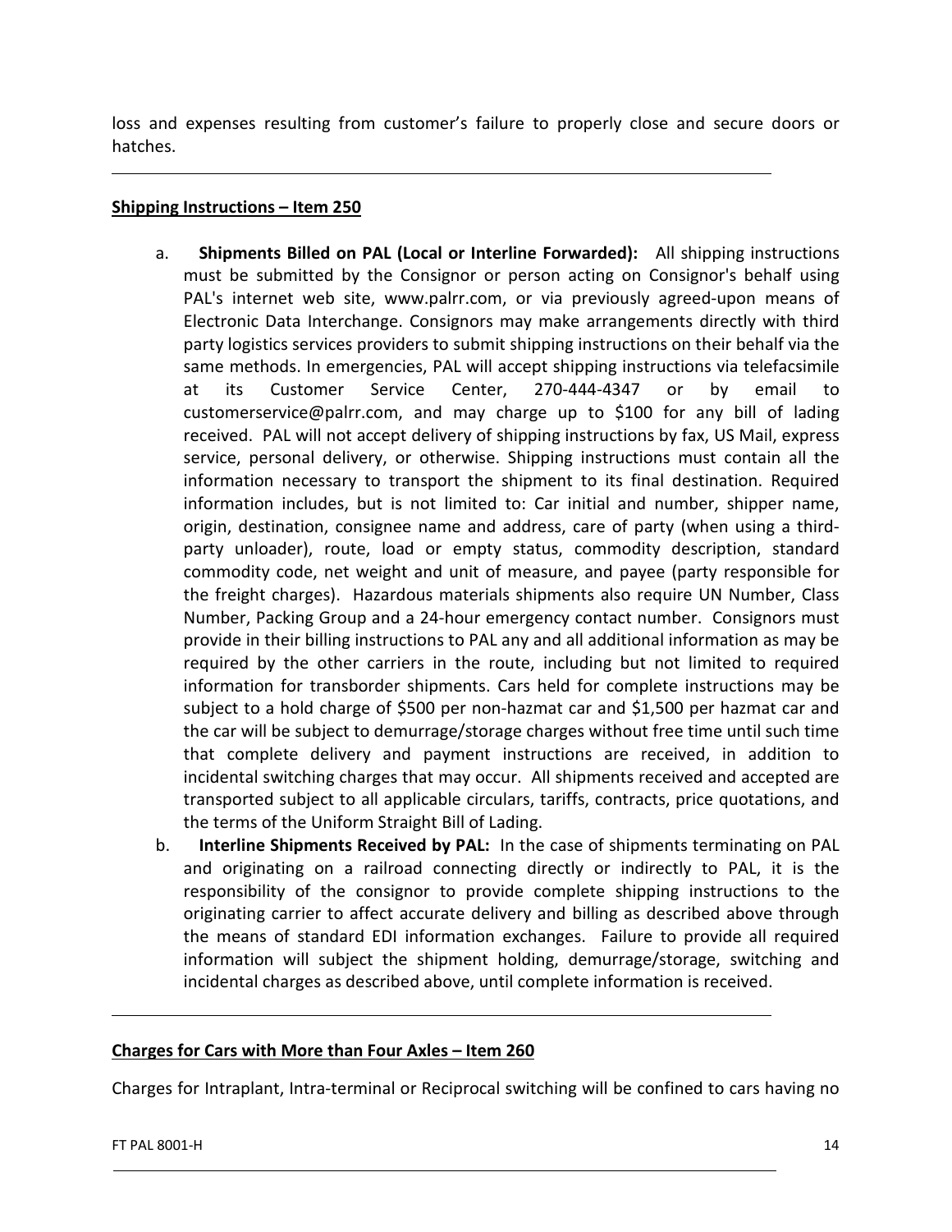loss and expenses resulting from customer's failure to properly close and secure doors or hatches.

---

**Shipping Instructions – Item 250**

a. **Shipments Billed on PAL (Local or Interline Forwarded):** All shipping instructions must be submitted by the Consignor or person acting on Consignor's behalf using PAL's internet web site, www.palrr.com, or via previously agreed-upon means of Electronic Data Interchange. Consignors may make arrangements directly with third party logistics services providers to submit shipping instructions on their behalf via the same methods. In emergencies, PAL will accept shipping instructions via telefacsimile at its Customer Service Center, 270-444-4347 or by email to customerservice@palrr.com, and may charge up to $100 for any bill of lading received. PAL will not accept delivery of shipping instructions by fax, US Mail, express service, personal delivery, or otherwise. Shipping instructions must contain all the information necessary to transport the shipment to its final destination. Required information includes, but is not limited to: Car initial and number, shipper name, origin, destination, consignee name and address, care of party (when using a third-party unloader), route, load or empty status, commodity description, standard commodity code, net weight and unit of measure, and payee (party responsible for the freight charges). Hazardous materials shipments also require UN Number, Class Number, Packing Group and a 24-hour emergency contact number. Consignors must provide in their billing instructions to PAL any and all additional information as may be required by the other carriers in the route, including but not limited to required information for transborder shipments. Cars held for complete instructions may be subject to a hold charge of $500 per non-hazmat car and $1,500 per hazmat car and the car will be subject to demurrage/storage charges without free time until such time that complete delivery and payment instructions are received, in addition to incidental switching charges that may occur. All shipments received and accepted are transported subject to all applicable circulars, tariffs, contracts, price quotations, and the terms of the Uniform Straight Bill of Lading.

b. **Interline Shipments Received by PAL:** In the case of shipments terminating on PAL and originating on a railroad connecting directly or indirectly to PAL, it is the responsibility of the consignor to provide complete shipping instructions to the originating carrier to affect accurate delivery and billing as described above through the means of standard EDI information exchanges. Failure to provide all required information will subject the shipment holding, demurrage/storage, switching and incidental charges as described above, until complete information is received.

---

**Charges for Cars with More than Four Axles – Item 260**

Charges for Intraplant, Intra-terminal or Reciprocal switching will be confined to cars having no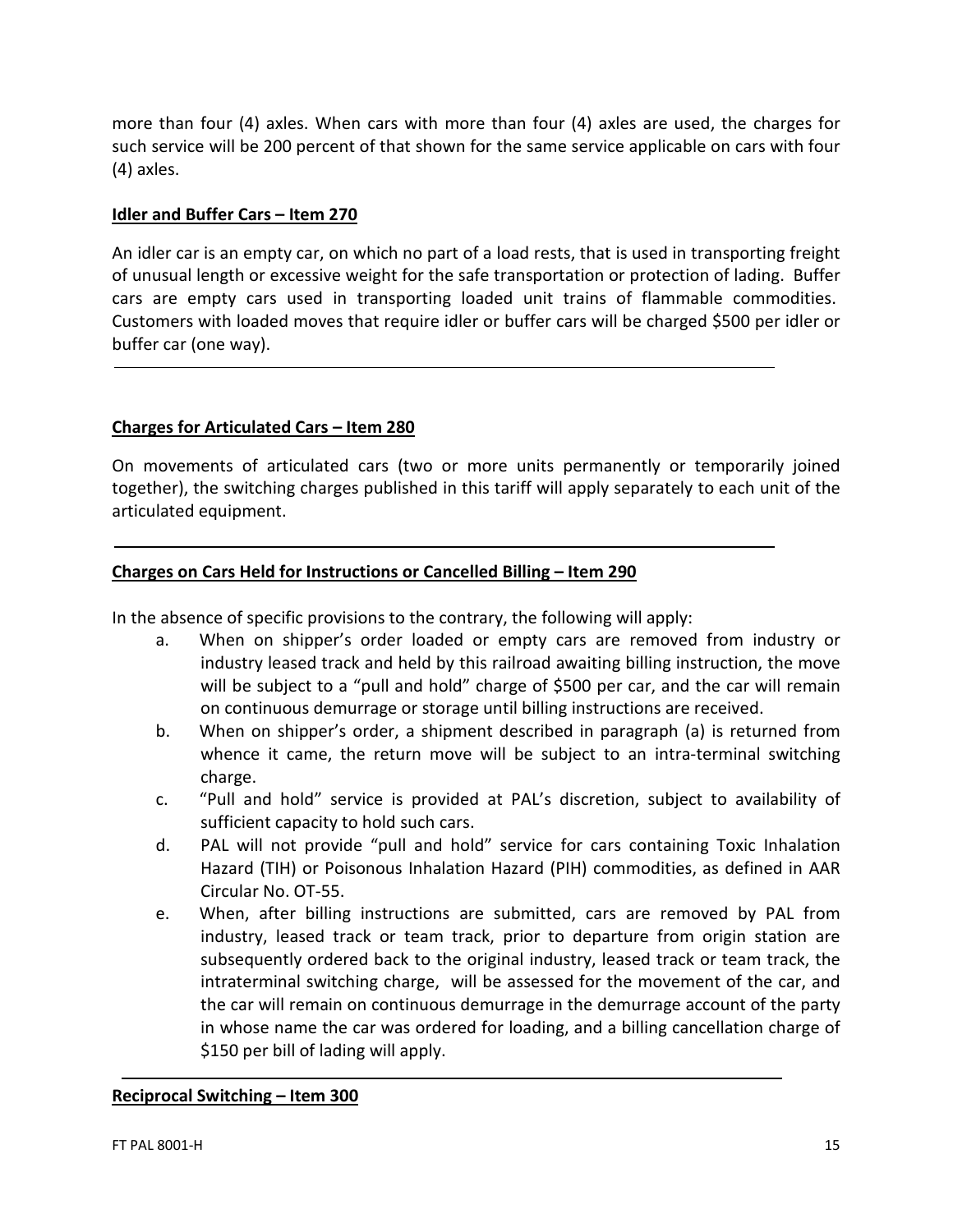more than four (4) axles. When cars with more than four (4) axles are used, the charges for such service will be 200 percent of that shown for the same service applicable on cars with four (4) axles.

**Idler and Buffer Cars – Item 270**

An idler car is an empty car, on which no part of a load rests, that is used in transporting freight of unusual length or excessive weight for the safe transportation or protection of lading. Buffer cars are empty cars used in transporting loaded unit trains of flammable commodities. Customers with loaded moves that require idler or buffer cars will be charged $500 per idler or buffer car (one way).

---

**Charges for Articulated Cars – Item 280**

On movements of articulated cars (two or more units permanently or temporarily joined together), the switching charges published in this tariff will apply separately to each unit of the articulated equipment.

---

**Charges on Cars Held for Instructions or Cancelled Billing – Item 290**

In the absence of specific provisions to the contrary, the following will apply:

a. When on shipper's order loaded or empty cars are removed from industry or industry leased track and held by this railroad awaiting billing instruction, the move will be subject to a "pull and hold" charge of $500 per car, and the car will remain on continuous demurrage or storage until billing instructions are received.

b. When on shipper's order, a shipment described in paragraph (a) is returned from whence it came, the return move will be subject to an intra-terminal switching charge.

c. "Pull and hold" service is provided at PAL's discretion, subject to availability of sufficient capacity to hold such cars.

d. PAL will not provide "pull and hold" service for cars containing Toxic Inhalation Hazard (TIH) or Poisonous Inhalation Hazard (PIH) commodities, as defined in AAR Circular No. OT-55.

e. When, after billing instructions are submitted, cars are removed by PAL from industry, leased track or team track, prior to departure from origin station are subsequently ordered back to the original industry, leased track or team track, the intraterminal switching charge, will be assessed for the movement of the car, and the car will remain on continuous demurrage in the demurrage account of the party in whose name the car was ordered for loading, and a billing cancellation charge of $150 per bill of lading will apply.

---

**Reciprocal Switching – Item 300**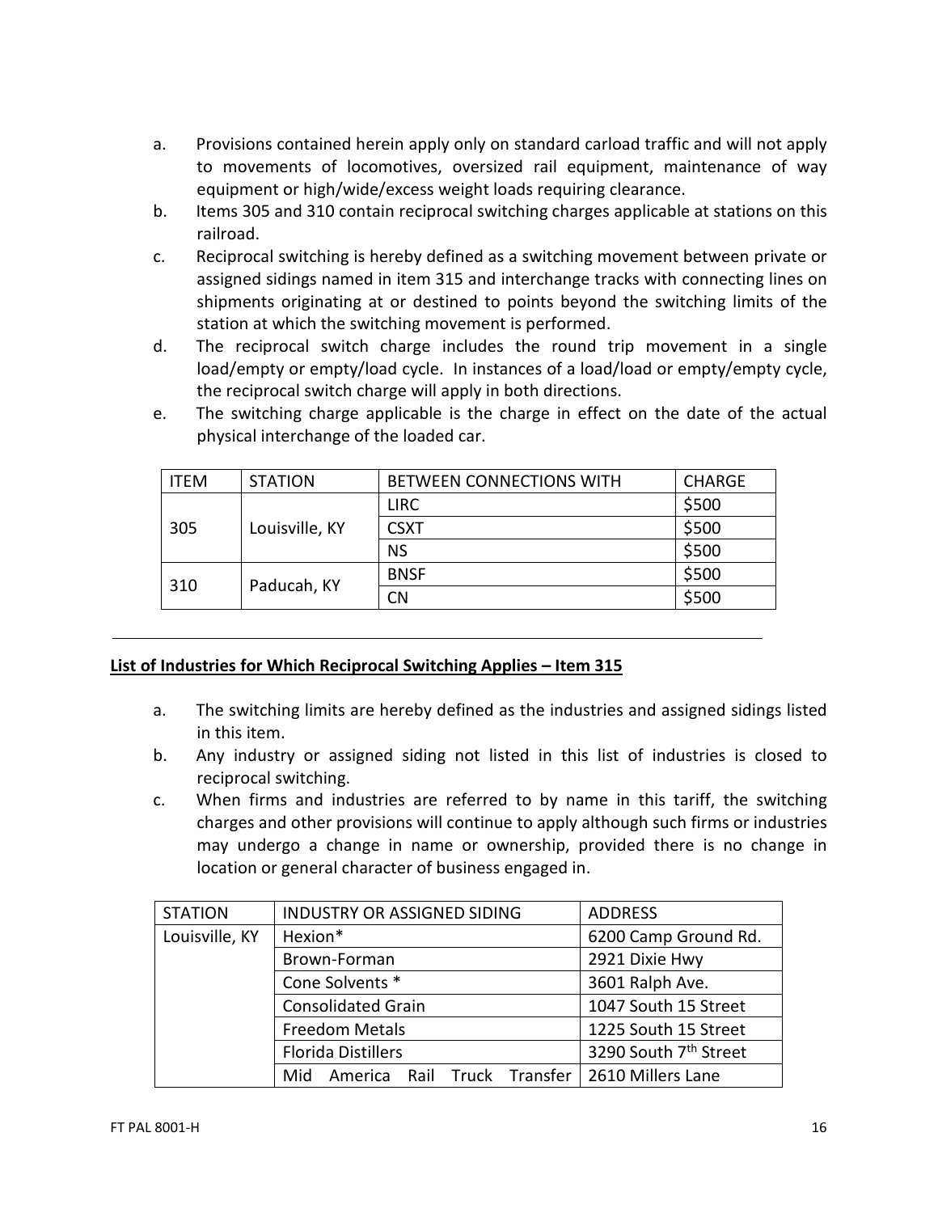a. Provisions contained herein apply only on standard carload traffic and will not apply to movements of locomotives, oversized rail equipment, maintenance of way equipment or high/wide/excess weight loads requiring clearance.
b. Items 305 and 310 contain reciprocal switching charges applicable at stations on this railroad.
c. Reciprocal switching is hereby defined as a switching movement between private or assigned sidings named in item 315 and interchange tracks with connecting lines on shipments originating at or destined to points beyond the switching limits of the station at which the switching movement is performed.
d. The reciprocal switch charge includes the round trip movement in a single load/empty or empty/load cycle. In instances of a load/load or empty/empty cycle, the reciprocal switch charge will apply in both directions.
e. The switching charge applicable is the charge in effect on the date of the actual physical interchange of the loaded car.

| ITEM | STATION | BETWEEN CONNECTIONS WITH | CHARGE |
|---|---|---|---|
| 305 | Louisville, KY | LIRC | $500 |
| | | CSXT | $500 |
| | | NS | $500 |
| 310 | Paducah, KY | BNSF | $500 |
| | | CN | $500 |

---

**List of Industries for Which Reciprocal Switching Applies – Item 315**

a. The switching limits are hereby defined as the industries and assigned sidings listed in this item.
b. Any industry or assigned siding not listed in this list of industries is closed to reciprocal switching.
c. When firms and industries are referred to by name in this tariff, the switching charges and other provisions will continue to apply although such firms or industries may undergo a change in name or ownership, provided there is no change in location or general character of business engaged in.

| STATION | INDUSTRY OR ASSIGNED SIDING | ADDRESS |
|---|---|---|
| Louisville, KY | Hexion* | 6200 Camp Ground Rd. |
| | Brown-Forman | 2921 Dixie Hwy |
| | Cone Solvents * | 3601 Ralph Ave. |
| | Consolidated Grain | 1047 South 15 Street |
| | Freedom Metals | 1225 South 15 Street |
| | Florida Distillers | 3290 South 7th Street |
| | Mid America Rail Truck Transfer | 2610 Millers Lane |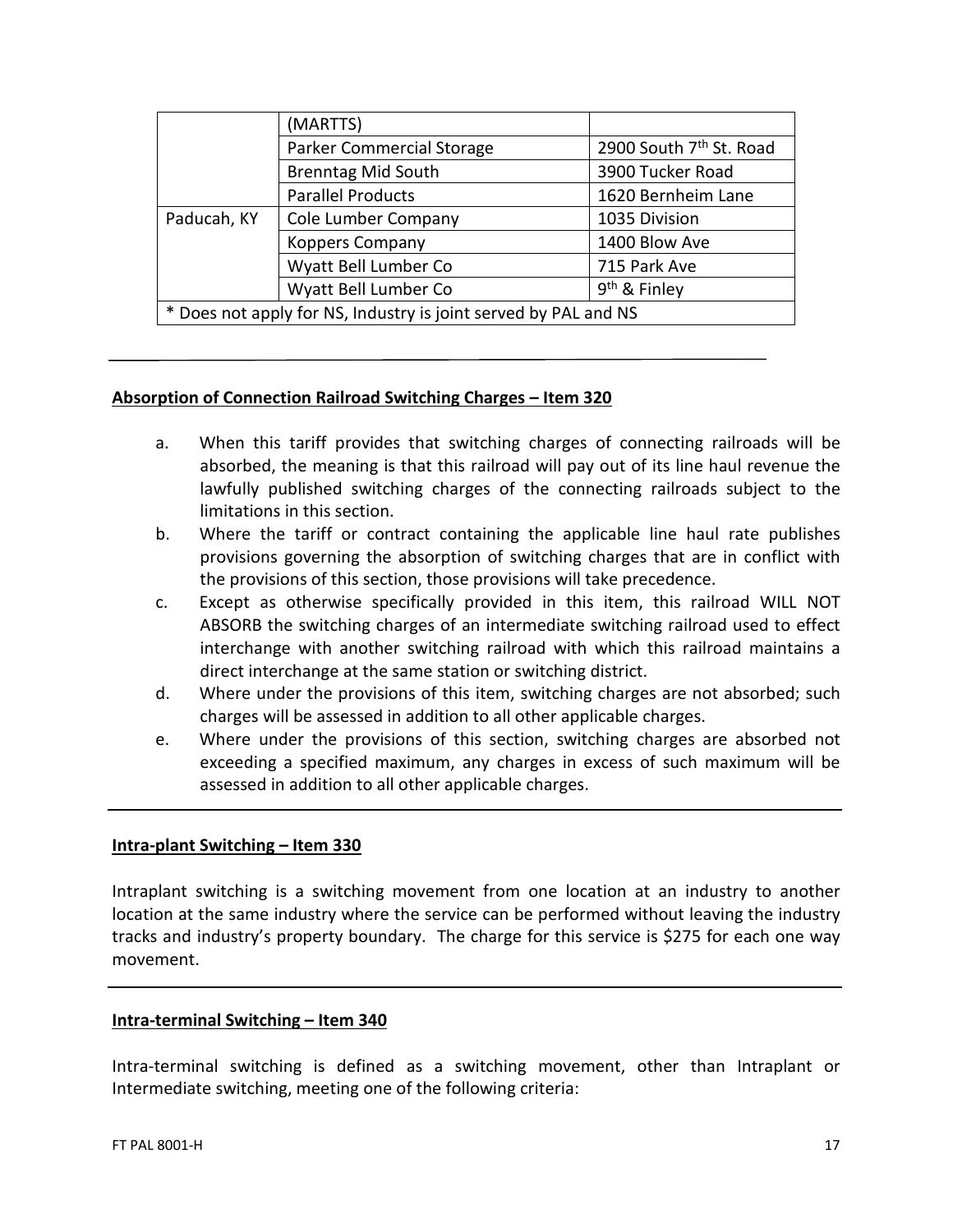| | | |
|---|---|---|
| | (MARTTS) | |
| | Parker Commercial Storage | 2900 South 7th St. Road |
| | Brenntag Mid South | 3900 Tucker Road |
| | Parallel Products | 1620 Bernheim Lane |
| Paducah, KY | Cole Lumber Company | 1035 Division |
| | Koppers Company | 1400 Blow Ave |
| | Wyatt Bell Lumber Co | 715 Park Ave |
| | Wyatt Bell Lumber Co | 9th & Finley |
| * Does not apply for NS, Industry is joint served by PAL and NS | | |

---

**Absorption of Connection Railroad Switching Charges – Item 320**

a. When this tariff provides that switching charges of connecting railroads will be absorbed, the meaning is that this railroad will pay out of its line haul revenue the lawfully published switching charges of the connecting railroads subject to the limitations in this section.

b. Where the tariff or contract containing the applicable line haul rate publishes provisions governing the absorption of switching charges that are in conflict with the provisions of this section, those provisions will take precedence.

c. Except as otherwise specifically provided in this item, this railroad WILL NOT ABSORB the switching charges of an intermediate switching railroad used to effect interchange with another switching railroad with which this railroad maintains a direct interchange at the same station or switching district.

d. Where under the provisions of this item, switching charges are not absorbed; such charges will be assessed in addition to all other applicable charges.

e. Where under the provisions of this section, switching charges are absorbed not exceeding a specified maximum, any charges in excess of such maximum will be assessed in addition to all other applicable charges.

---

**Intra-plant Switching – Item 330**

Intraplant switching is a switching movement from one location at an industry to another location at the same industry where the service can be performed without leaving the industry tracks and industry's property boundary. The charge for this service is $275 for each one way movement.

---

**Intra-terminal Switching – Item 340**

Intra-terminal switching is defined as a switching movement, other than Intraplant or Intermediate switching, meeting one of the following criteria: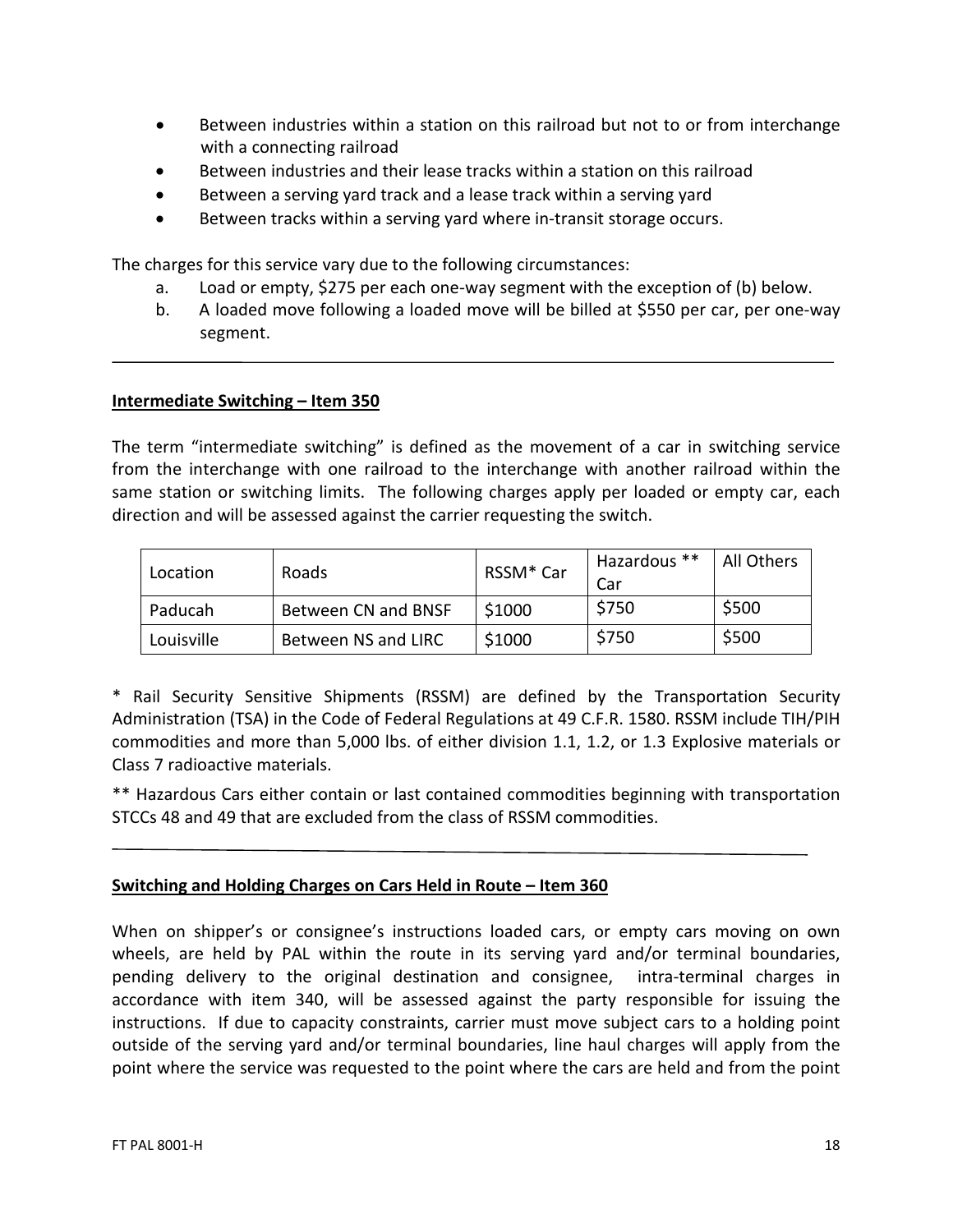- Between industries within a station on this railroad but not to or from interchange with a connecting railroad
- Between industries and their lease tracks within a station on this railroad
- Between a serving yard track and a lease track within a serving yard
- Between tracks within a serving yard where in-transit storage occurs.

The charges for this service vary due to the following circumstances:

a. Load or empty, $275 per each one-way segment with the exception of (b) below.
b. A loaded move following a loaded move will be billed at $550 per car, per one-way segment.

---

**Intermediate Switching – Item 350**

The term "intermediate switching" is defined as the movement of a car in switching service from the interchange with one railroad to the interchange with another railroad within the same station or switching limits. The following charges apply per loaded or empty car, each direction and will be assessed against the carrier requesting the switch.

| Location | Roads | RSSM* Car | Hazardous ** Car | All Others |
|---|---|---|---|---|
| Paducah | Between CN and BNSF | $1000 | $750 | $500 |
| Louisville | Between NS and LIRC | $1000 | $750 | $500 |

* Rail Security Sensitive Shipments (RSSM) are defined by the Transportation Security Administration (TSA) in the Code of Federal Regulations at 49 C.F.R. 1580. RSSM include TIH/PIH commodities and more than 5,000 lbs. of either division 1.1, 1.2, or 1.3 Explosive materials or Class 7 radioactive materials.

** Hazardous Cars either contain or last contained commodities beginning with transportation STCCs 48 and 49 that are excluded from the class of RSSM commodities.

---

**Switching and Holding Charges on Cars Held in Route – Item 360**

When on shipper's or consignee's instructions loaded cars, or empty cars moving on own wheels, are held by PAL within the route in its serving yard and/or terminal boundaries, pending delivery to the original destination and consignee, intra-terminal charges in accordance with item 340, will be assessed against the party responsible for issuing the instructions. If due to capacity constraints, carrier must move subject cars to a holding point outside of the serving yard and/or terminal boundaries, line haul charges will apply from the point where the service was requested to the point where the cars are held and from the point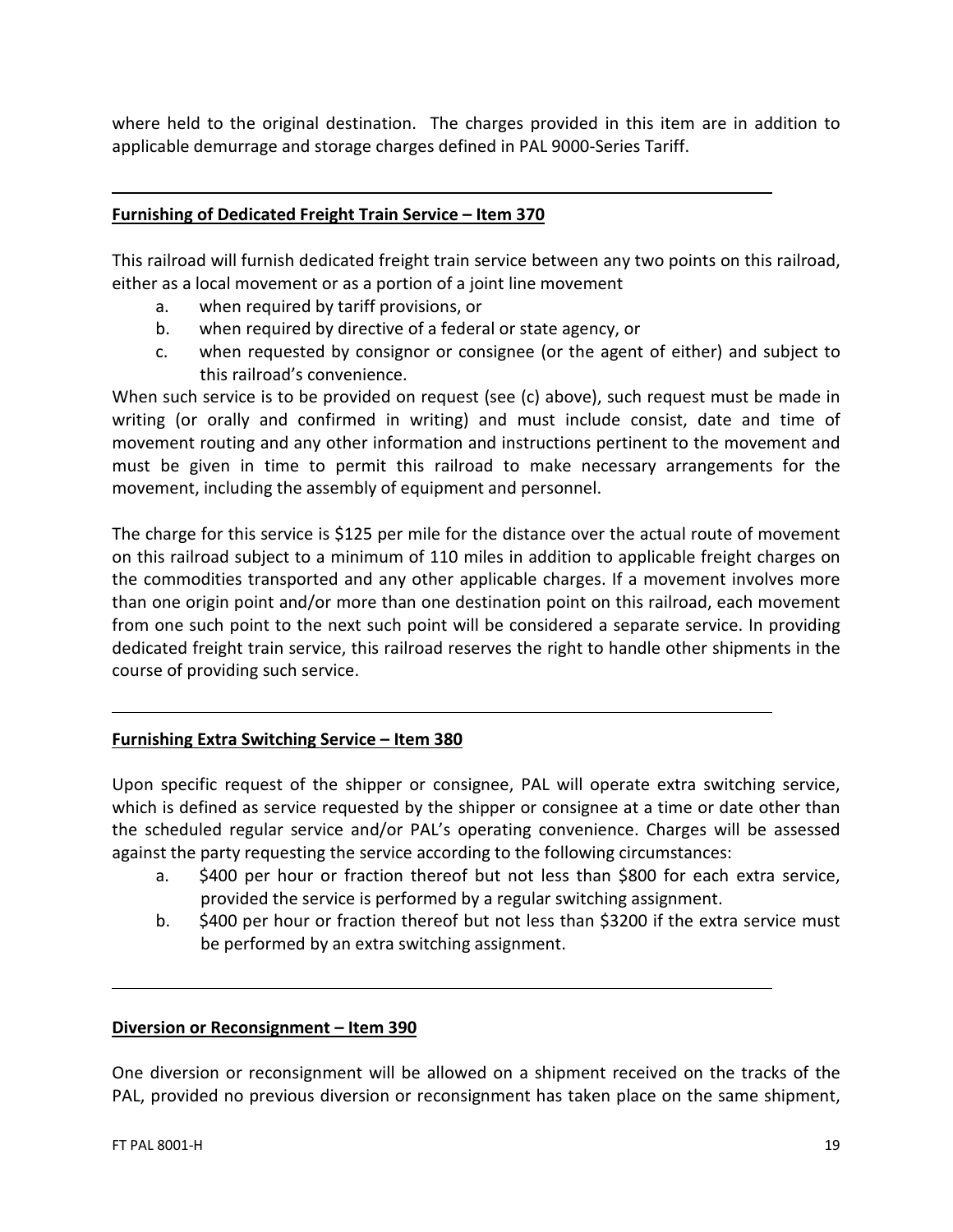where held to the original destination. The charges provided in this item are in addition to applicable demurrage and storage charges defined in PAL 9000-Series Tariff.

---

## Furnishing of Dedicated Freight Train Service – Item 370

This railroad will furnish dedicated freight train service between any two points on this railroad, either as a local movement or as a portion of a joint line movement

a. when required by tariff provisions, or
b. when required by directive of a federal or state agency, or
c. when requested by consignor or consignee (or the agent of either) and subject to this railroad's convenience.

When such service is to be provided on request (see (c) above), such request must be made in writing (or orally and confirmed in writing) and must include consist, date and time of movement routing and any other information and instructions pertinent to the movement and must be given in time to permit this railroad to make necessary arrangements for the movement, including the assembly of equipment and personnel.

The charge for this service is $125 per mile for the distance over the actual route of movement on this railroad subject to a minimum of 110 miles in addition to applicable freight charges on the commodities transported and any other applicable charges. If a movement involves more than one origin point and/or more than one destination point on this railroad, each movement from one such point to the next such point will be considered a separate service. In providing dedicated freight train service, this railroad reserves the right to handle other shipments in the course of providing such service.

---

## Furnishing Extra Switching Service – Item 380

Upon specific request of the shipper or consignee, PAL will operate extra switching service, which is defined as service requested by the shipper or consignee at a time or date other than the scheduled regular service and/or PAL's operating convenience. Charges will be assessed against the party requesting the service according to the following circumstances:

a. $400 per hour or fraction thereof but not less than $800 for each extra service, provided the service is performed by a regular switching assignment.
b. $400 per hour or fraction thereof but not less than $3200 if the extra service must be performed by an extra switching assignment.

---

## Diversion or Reconsignment – Item 390

One diversion or reconsignment will be allowed on a shipment received on the tracks of the PAL, provided no previous diversion or reconsignment has taken place on the same shipment,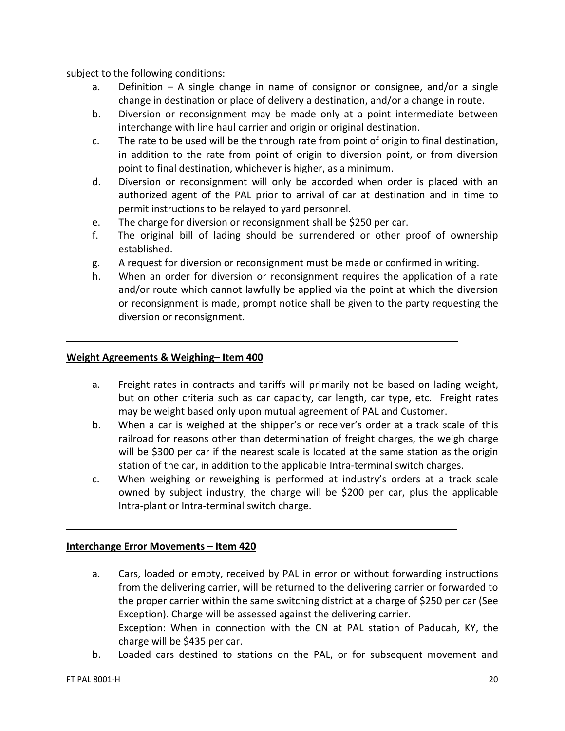subject to the following conditions:

a. Definition – A single change in name of consignor or consignee, and/or a single change in destination or place of delivery a destination, and/or a change in route.
b. Diversion or reconsignment may be made only at a point intermediate between interchange with line haul carrier and origin or original destination.
c. The rate to be used will be the through rate from point of origin to final destination, in addition to the rate from point of origin to diversion point, or from diversion point to final destination, whichever is higher, as a minimum.
d. Diversion or reconsignment will only be accorded when order is placed with an authorized agent of the PAL prior to arrival of car at destination and in time to permit instructions to be relayed to yard personnel.
e. The charge for diversion or reconsignment shall be $250 per car.
f. The original bill of lading should be surrendered or other proof of ownership established.
g. A request for diversion or reconsignment must be made or confirmed in writing.
h. When an order for diversion or reconsignment requires the application of a rate and/or route which cannot lawfully be applied via the point at which the diversion or reconsignment is made, prompt notice shall be given to the party requesting the diversion or reconsignment.

---

**Weight Agreements & Weighing– Item 400**

a. Freight rates in contracts and tariffs will primarily not be based on lading weight, but on other criteria such as car capacity, car length, car type, etc. Freight rates may be weight based only upon mutual agreement of PAL and Customer.
b. When a car is weighed at the shipper's or receiver's order at a track scale of this railroad for reasons other than determination of freight charges, the weigh charge will be $300 per car if the nearest scale is located at the same station as the origin station of the car, in addition to the applicable Intra-terminal switch charges.
c. When weighing or reweighing is performed at industry's orders at a track scale owned by subject industry, the charge will be $200 per car, plus the applicable Intra-plant or Intra-terminal switch charge.

---

**Interchange Error Movements – Item 420**

a. Cars, loaded or empty, received by PAL in error or without forwarding instructions from the delivering carrier, will be returned to the delivering carrier or forwarded to the proper carrier within the same switching district at a charge of $250 per car (See Exception). Charge will be assessed against the delivering carrier.
   Exception: When in connection with the CN at PAL station of Paducah, KY, the charge will be $435 per car.
b. Loaded cars destined to stations on the PAL, or for subsequent movement and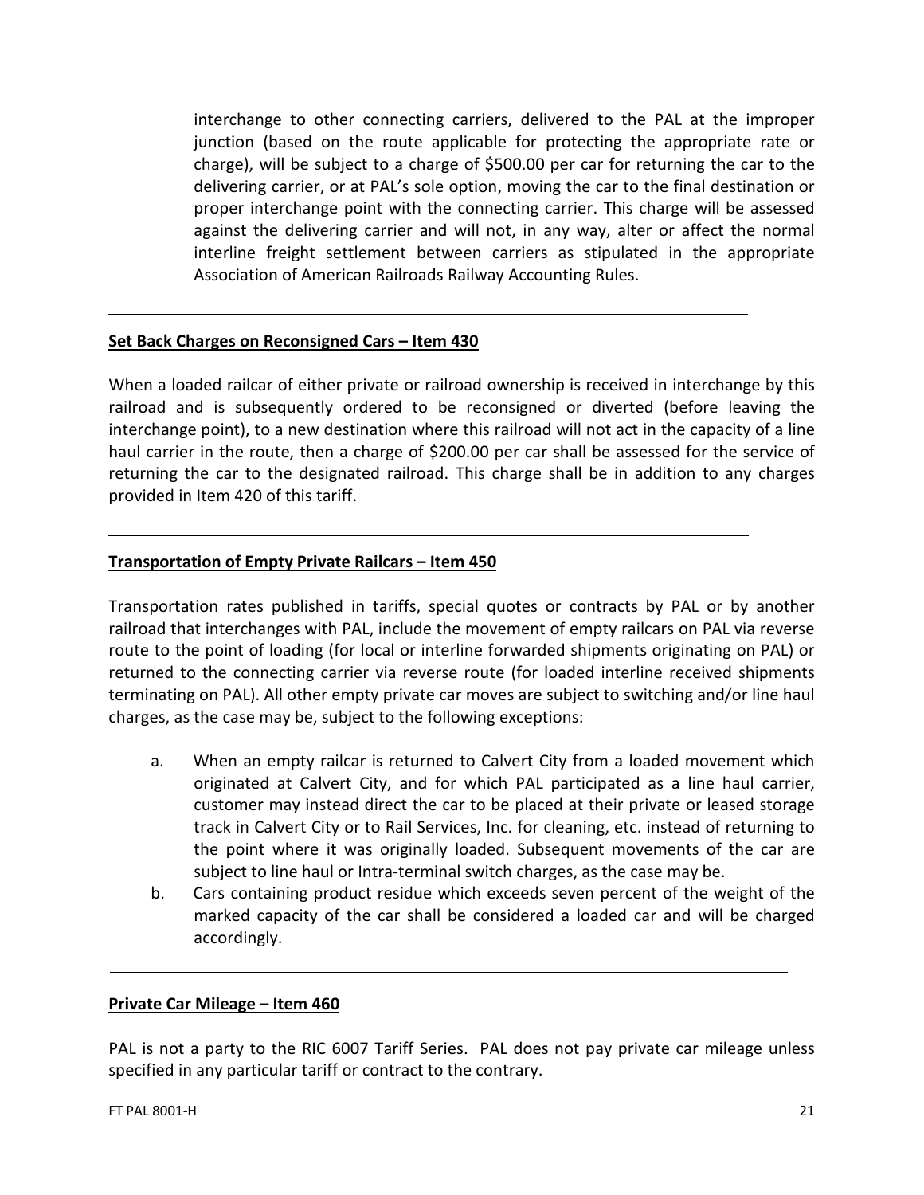interchange to other connecting carriers, delivered to the PAL at the improper junction (based on the route applicable for protecting the appropriate rate or charge), will be subject to a charge of $500.00 per car for returning the car to the delivering carrier, or at PAL's sole option, moving the car to the final destination or proper interchange point with the connecting carrier. This charge will be assessed against the delivering carrier and will not, in any way, alter or affect the normal interline freight settlement between carriers as stipulated in the appropriate Association of American Railroads Railway Accounting Rules.

---

**Set Back Charges on Reconsigned Cars – Item 430**

When a loaded railcar of either private or railroad ownership is received in interchange by this railroad and is subsequently ordered to be reconsigned or diverted (before leaving the interchange point), to a new destination where this railroad will not act in the capacity of a line haul carrier in the route, then a charge of $200.00 per car shall be assessed for the service of returning the car to the designated railroad. This charge shall be in addition to any charges provided in Item 420 of this tariff.

---

**Transportation of Empty Private Railcars – Item 450**

Transportation rates published in tariffs, special quotes or contracts by PAL or by another railroad that interchanges with PAL, include the movement of empty railcars on PAL via reverse route to the point of loading (for local or interline forwarded shipments originating on PAL) or returned to the connecting carrier via reverse route (for loaded interline received shipments terminating on PAL). All other empty private car moves are subject to switching and/or line haul charges, as the case may be, subject to the following exceptions:

a. When an empty railcar is returned to Calvert City from a loaded movement which originated at Calvert City, and for which PAL participated as a line haul carrier, customer may instead direct the car to be placed at their private or leased storage track in Calvert City or to Rail Services, Inc. for cleaning, etc. instead of returning to the point where it was originally loaded. Subsequent movements of the car are subject to line haul or Intra-terminal switch charges, as the case may be.
b. Cars containing product residue which exceeds seven percent of the weight of the marked capacity of the car shall be considered a loaded car and will be charged accordingly.

---

**Private Car Mileage – Item 460**

PAL is not a party to the RIC 6007 Tariff Series. PAL does not pay private car mileage unless specified in any particular tariff or contract to the contrary.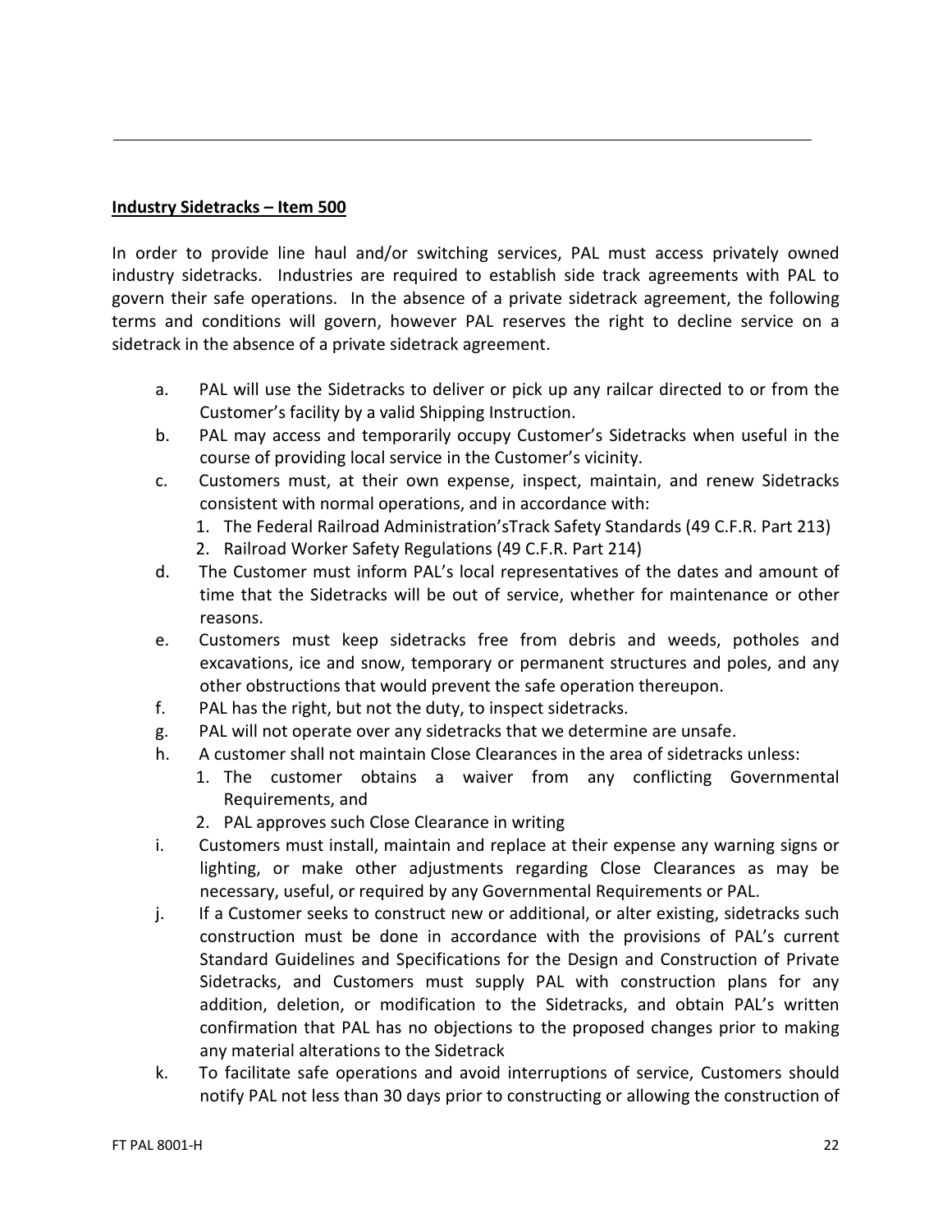**Industry Sidetracks – Item 500**

In order to provide line haul and/or switching services, PAL must access privately owned industry sidetracks. Industries are required to establish side track agreements with PAL to govern their safe operations. In the absence of a private sidetrack agreement, the following terms and conditions will govern, however PAL reserves the right to decline service on a sidetrack in the absence of a private sidetrack agreement.

a. PAL will use the Sidetracks to deliver or pick up any railcar directed to or from the Customer's facility by a valid Shipping Instruction.
b. PAL may access and temporarily occupy Customer's Sidetracks when useful in the course of providing local service in the Customer's vicinity.
c. Customers must, at their own expense, inspect, maintain, and renew Sidetracks consistent with normal operations, and in accordance with:
   1. The Federal Railroad Administration'sTrack Safety Standards (49 C.F.R. Part 213)
   2. Railroad Worker Safety Regulations (49 C.F.R. Part 214)
d. The Customer must inform PAL's local representatives of the dates and amount of time that the Sidetracks will be out of service, whether for maintenance or other reasons.
e. Customers must keep sidetracks free from debris and weeds, potholes and excavations, ice and snow, temporary or permanent structures and poles, and any other obstructions that would prevent the safe operation thereupon.
f. PAL has the right, but not the duty, to inspect sidetracks.
g. PAL will not operate over any sidetracks that we determine are unsafe.
h. A customer shall not maintain Close Clearances in the area of sidetracks unless:
   1. The customer obtains a waiver from any conflicting Governmental Requirements, and
   2. PAL approves such Close Clearance in writing
i. Customers must install, maintain and replace at their expense any warning signs or lighting, or make other adjustments regarding Close Clearances as may be necessary, useful, or required by any Governmental Requirements or PAL.
j. If a Customer seeks to construct new or additional, or alter existing, sidetracks such construction must be done in accordance with the provisions of PAL's current Standard Guidelines and Specifications for the Design and Construction of Private Sidetracks, and Customers must supply PAL with construction plans for any addition, deletion, or modification to the Sidetracks, and obtain PAL's written confirmation that PAL has no objections to the proposed changes prior to making any material alterations to the Sidetrack
k. To facilitate safe operations and avoid interruptions of service, Customers should notify PAL not less than 30 days prior to constructing or allowing the construction of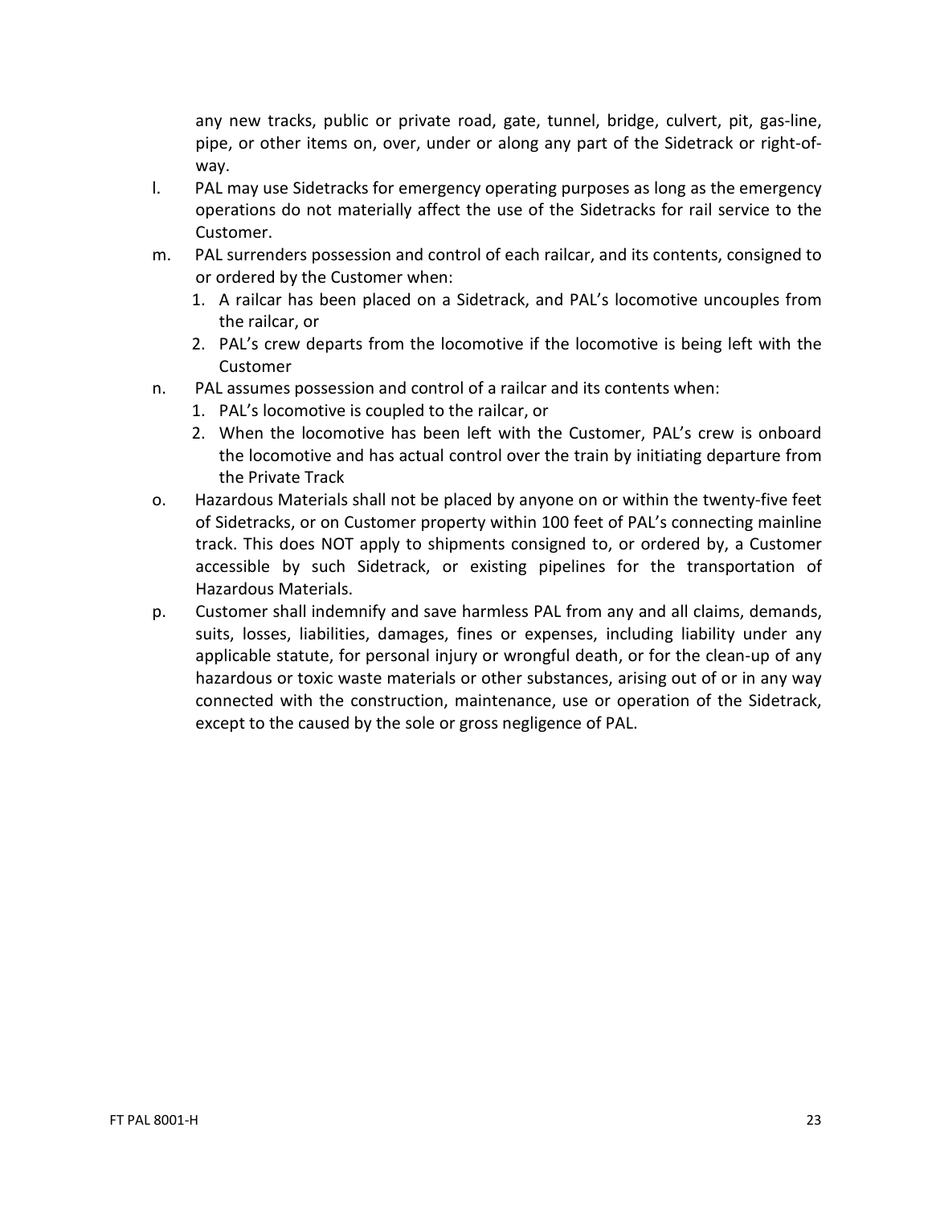any new tracks, public or private road, gate, tunnel, bridge, culvert, pit, gas-line, pipe, or other items on, over, under or along any part of the Sidetrack or right-of-way.

l. PAL may use Sidetracks for emergency operating purposes as long as the emergency operations do not materially affect the use of the Sidetracks for rail service to the Customer.

m. PAL surrenders possession and control of each railcar, and its contents, consigned to or ordered by the Customer when:
   1. A railcar has been placed on a Sidetrack, and PAL's locomotive uncouples from the railcar, or
   2. PAL's crew departs from the locomotive if the locomotive is being left with the Customer

n. PAL assumes possession and control of a railcar and its contents when:
   1. PAL's locomotive is coupled to the railcar, or
   2. When the locomotive has been left with the Customer, PAL's crew is onboard the locomotive and has actual control over the train by initiating departure from the Private Track

o. Hazardous Materials shall not be placed by anyone on or within the twenty-five feet of Sidetracks, or on Customer property within 100 feet of PAL's connecting mainline track. This does NOT apply to shipments consigned to, or ordered by, a Customer accessible by such Sidetrack, or existing pipelines for the transportation of Hazardous Materials.

p. Customer shall indemnify and save harmless PAL from any and all claims, demands, suits, losses, liabilities, damages, fines or expenses, including liability under any applicable statute, for personal injury or wrongful death, or for the clean-up of any hazardous or toxic waste materials or other substances, arising out of or in any way connected with the construction, maintenance, use or operation of the Sidetrack, except to the caused by the sole or gross negligence of PAL.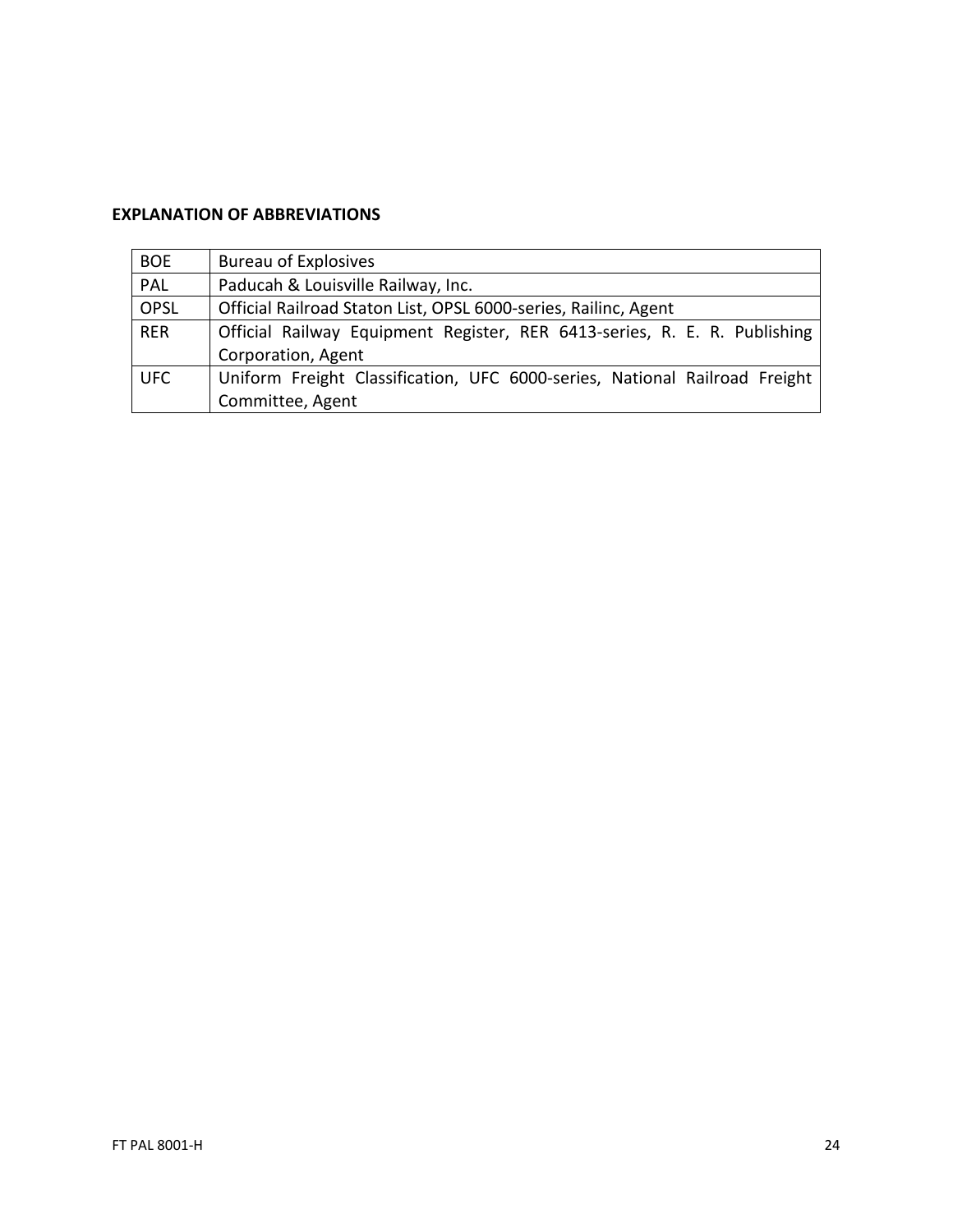**EXPLANATION OF ABBREVIATIONS**

| | |
|---|---|
| BOE | Bureau of Explosives |
| PAL | Paducah & Louisville Railway, Inc. |
| OPSL | Official Railroad Staton List, OPSL 6000-series, Railinc, Agent |
| RER | Official Railway Equipment Register, RER 6413-series, R. E. R. Publishing Corporation, Agent |
| UFC | Uniform Freight Classification, UFC 6000-series, National Railroad Freight Committee, Agent |